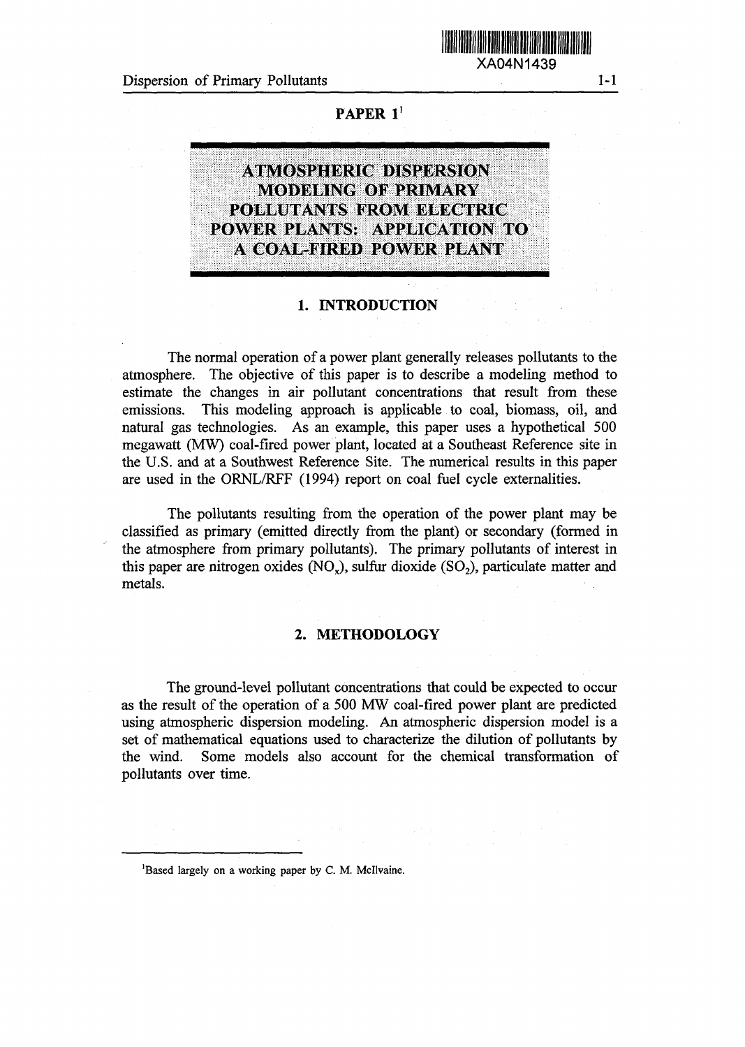# PAPER 1[1]

# ATMOSPHERIC DISPERSION MODELING OF PRIMARY POLLUTANTS FROM ELECTRIC POWER PLANTS: APPLICATION TO A COAL-FIRED POWER PLANT

## 1. INTRODUCTION

The normal operation of a power plant generally releases pollutants to the atmosphere. The objective of this paper is to describe a modeling method to estimate the changes in air pollutant concentrations that result from these emissions. This modeling approach is applicable to coal, biomass, oil, and natural gas technologies. As an example, this paper uses a hypothetical 500 megawatt (MW) coal-fired power plant, located at a Southeast Reference site in the U.S. and at a Southwest Reference Site. The numerical results in this paper are used in the ORNL/RFF (1994) report on coal fuel cycle externalities.

The pollutants resulting from the operation of the power plant may be classified as primary (emitted directly from the plant) or secondary (formed in the atmosphere from primary pollutants). The primary pollutants of interest in this paper are nitrogen oxides ($NO_x$), sulfur dioxide ($SO_2$), particulate matter and metals.

## 2. METHODOLOGY

The ground-level pollutant concentrations that could be expected to occur as the result of the operation of a 500 MW coal-fired power plant are predicted using atmospheric dispersion modeling. An atmospheric dispersion model is a set of mathematical equations used to characterize the dilution of pollutants by the wind. Some models also account for the chemical transformation of pollutants over time.

[1] Based largely on a working paper by C. M. McIlvaine.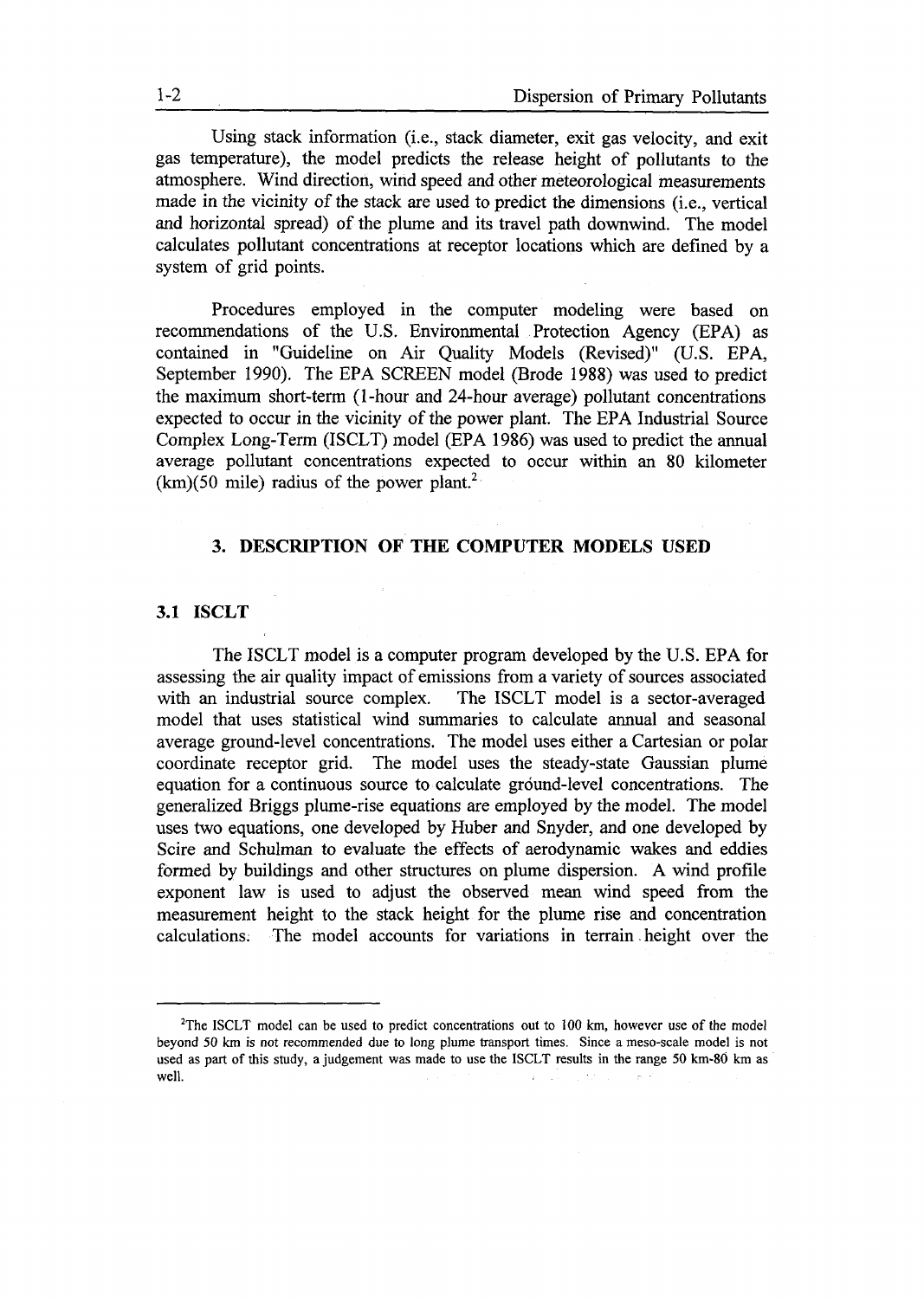Using stack information (i.e., stack diameter, exit gas velocity, and exit gas temperature), the model predicts the release height of pollutants to the atmosphere. Wind direction, wind speed and other meteorological measurements made in the vicinity of the stack are used to predict the dimensions (i.e., vertical and horizontal spread) of the plume and its travel path downwind. The model calculates pollutant concentrations at receptor locations which are defined by a system of grid points.

Procedures employed in the computer modeling were based on recommendations of the U.S. Environmental Protection Agency (EPA) as contained in "Guideline on Air Quality Models (Revised)" (U.S. EPA, September 1990). The EPA SCREEN model (Brode 1988) was used to predict the maximum short-term (1-hour and 24-hour average) pollutant concentrations expected to occur in the vicinity of the power plant. The EPA Industrial Source Complex Long-Term (ISCLT) model (EPA 1986) was used to predict the annual average pollutant concentrations expected to occur within an 80 kilometer (km)(50 mile) radius of the power plant.[2]

## 3. DESCRIPTION OF THE COMPUTER MODELS USED

### 3.1 ISCLT

The ISCLT model is a computer program developed by the U.S. EPA for assessing the air quality impact of emissions from a variety of sources associated with an industrial source complex. The ISCLT model is a sector-averaged model that uses statistical wind summaries to calculate annual and seasonal average ground-level concentrations. The model uses either a Cartesian or polar coordinate receptor grid. The model uses the steady-state Gaussian plume equation for a continuous source to calculate ground-level concentrations. The generalized Briggs plume-rise equations are employed by the model. The model uses two equations, one developed by Huber and Snyder, and one developed by Scire and Schulman to evaluate the effects of aerodynamic wakes and eddies formed by buildings and other structures on plume dispersion. A wind profile exponent law is used to adjust the observed mean wind speed from the measurement height to the stack height for the plume rise and concentration calculations. The model accounts for variations in terrain height over the

---

[2]The ISCLT model can be used to predict concentrations out to 100 km, however use of the model beyond 50 km is not recommended due to long plume transport times. Since a meso-scale model is not used as part of this study, a judgement was made to use the ISCLT results in the range 50 km-80 km as well.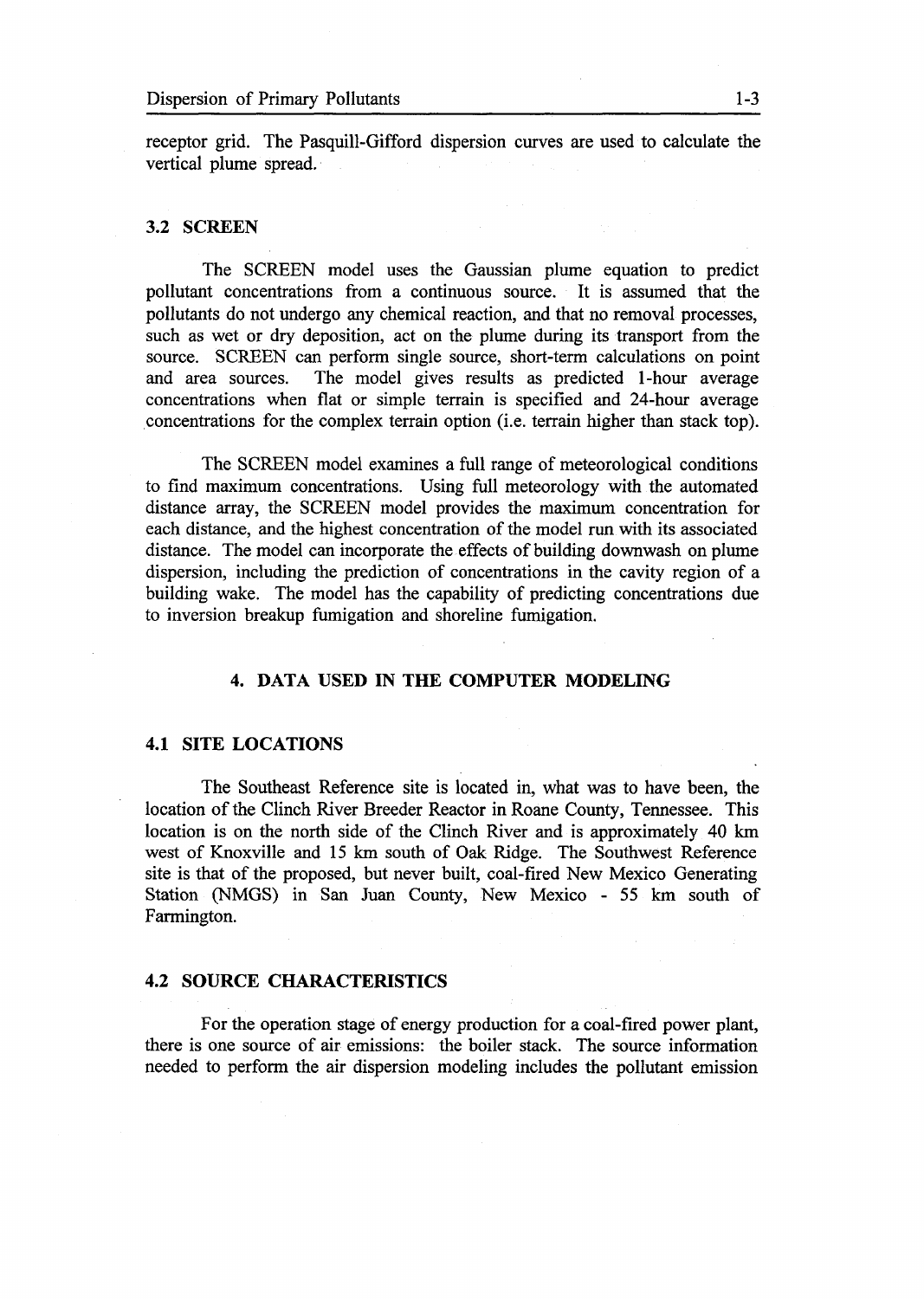receptor grid. The Pasquill-Gifford dispersion curves are used to calculate the vertical plume spread.

### 3.2 SCREEN

The SCREEN model uses the Gaussian plume equation to predict pollutant concentrations from a continuous source. It is assumed that the pollutants do not undergo any chemical reaction, and that no removal processes, such as wet or dry deposition, act on the plume during its transport from the source. SCREEN can perform single source, short-term calculations on point and area sources. The model gives results as predicted 1-hour average concentrations when flat or simple terrain is specified and 24-hour average concentrations for the complex terrain option (i.e. terrain higher than stack top).

The SCREEN model examines a full range of meteorological conditions to find maximum concentrations. Using full meteorology with the automated distance array, the SCREEN model provides the maximum concentration for each distance, and the highest concentration of the model run with its associated distance. The model can incorporate the effects of building downwash on plume dispersion, including the prediction of concentrations in the cavity region of a building wake. The model has the capability of predicting concentrations due to inversion breakup fumigation and shoreline fumigation.

## 4. DATA USED IN THE COMPUTER MODELING

### 4.1 SITE LOCATIONS

The Southeast Reference site is located in, what was to have been, the location of the Clinch River Breeder Reactor in Roane County, Tennessee. This location is on the north side of the Clinch River and is approximately 40 km west of Knoxville and 15 km south of Oak Ridge. The Southwest Reference site is that of the proposed, but never built, coal-fired New Mexico Generating Station (NMGS) in San Juan County, New Mexico - 55 km south of Farmington.

### 4.2 SOURCE CHARACTERISTICS

For the operation stage of energy production for a coal-fired power plant, there is one source of air emissions: the boiler stack. The source information needed to perform the air dispersion modeling includes the pollutant emission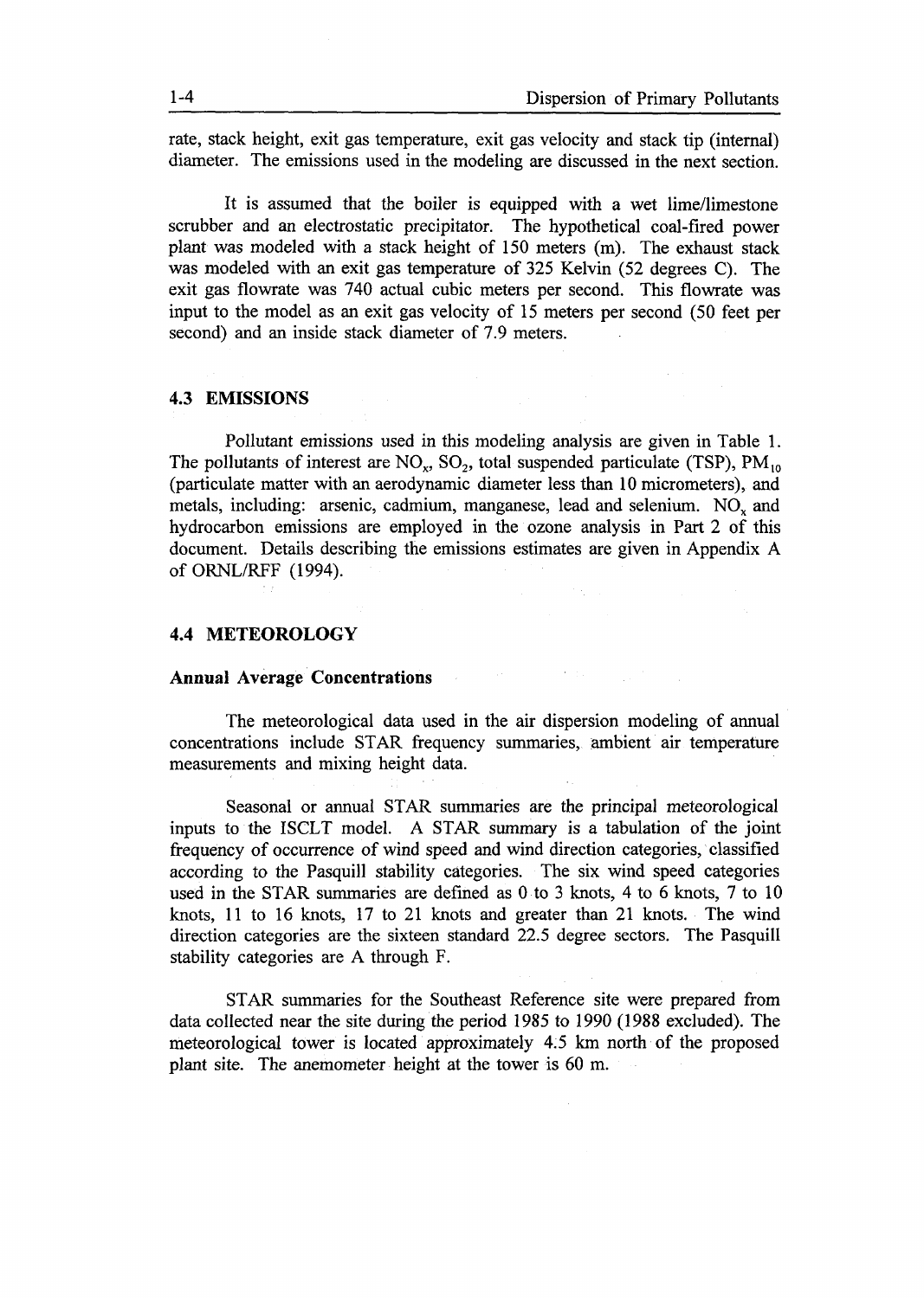rate, stack height, exit gas temperature, exit gas velocity and stack tip (internal) diameter. The emissions used in the modeling are discussed in the next section.

It is assumed that the boiler is equipped with a wet lime/limestone scrubber and an electrostatic precipitator. The hypothetical coal-fired power plant was modeled with a stack height of 150 meters (m). The exhaust stack was modeled with an exit gas temperature of 325 Kelvin (52 degrees C). The exit gas flowrate was 740 actual cubic meters per second. This flowrate was input to the model as an exit gas velocity of 15 meters per second (50 feet per second) and an inside stack diameter of 7.9 meters.

## 4.3 EMISSIONS

Pollutant emissions used in this modeling analysis are given in Table 1. The pollutants of interest are $NO_x$, $SO_2$, total suspended particulate (TSP), $PM_{10}$ (particulate matter with an aerodynamic diameter less than 10 micrometers), and metals, including: arsenic, cadmium, manganese, lead and selenium. $NO_x$ and hydrocarbon emissions are employed in the ozone analysis in Part 2 of this document. Details describing the emissions estimates are given in Appendix A of ORNL/RFF (1994).

## 4.4 METEOROLOGY

### Annual Average Concentrations

The meteorological data used in the air dispersion modeling of annual concentrations include STAR frequency summaries, ambient air temperature measurements and mixing height data.

Seasonal or annual STAR summaries are the principal meteorological inputs to the ISCLT model. A STAR summary is a tabulation of the joint frequency of occurrence of wind speed and wind direction categories, classified according to the Pasquill stability categories. The six wind speed categories used in the STAR summaries are defined as 0 to 3 knots, 4 to 6 knots, 7 to 10 knots, 11 to 16 knots, 17 to 21 knots and greater than 21 knots. The wind direction categories are the sixteen standard 22.5 degree sectors. The Pasquill stability categories are A through F.

STAR summaries for the Southeast Reference site were prepared from data collected near the site during the period 1985 to 1990 (1988 excluded). The meteorological tower is located approximately 4.5 km north of the proposed plant site. The anemometer height at the tower is 60 m.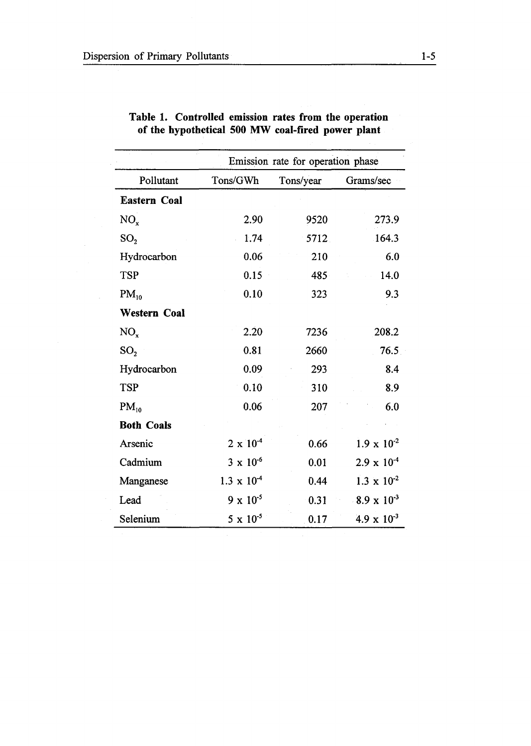**Table 1. Controlled emission rates from the operation of the hypothetical 500 MW coal-fired power plant**

| | Emission rate for operation phase | | |
|---|---|---|---|
| Pollutant | Tons/GWh | Tons/year | Grams/sec |
| **Eastern Coal** | | | |
| $NO_x$ | 2.90 | 9520 | 273.9 |
| $SO_2$ | 1.74 | 5712 | 164.3 |
| Hydrocarbon | 0.06 | 210 | 6.0 |
| TSP | 0.15 | 485 | 14.0 |
| $PM_{10}$ | 0.10 | 323 | 9.3 |
| **Western Coal** | | | |
| $NO_x$ | 2.20 | 7236 | 208.2 |
| $SO_2$ | 0.81 | 2660 | 76.5 |
| Hydrocarbon | 0.09 | 293 | 8.4 |
| TSP | 0.10 | 310 | 8.9 |
| $PM_{10}$ | 0.06 | 207 | 6.0 |
| **Both Coals** | | | |
| Arsenic | $2 \times 10^{-4}$ | 0.66 | $1.9 \times 10^{-2}$ |
| Cadmium | $3 \times 10^{-6}$ | 0.01 | $2.9 \times 10^{-4}$ |
| Manganese | $1.3 \times 10^{-4}$ | 0.44 | $1.3 \times 10^{-2}$ |
| Lead | $9 \times 10^{-5}$ | 0.31 | $8.9 \times 10^{-3}$ |
| Selenium | $5 \times 10^{-5}$ | 0.17 | $4.9 \times 10^{-3}$ |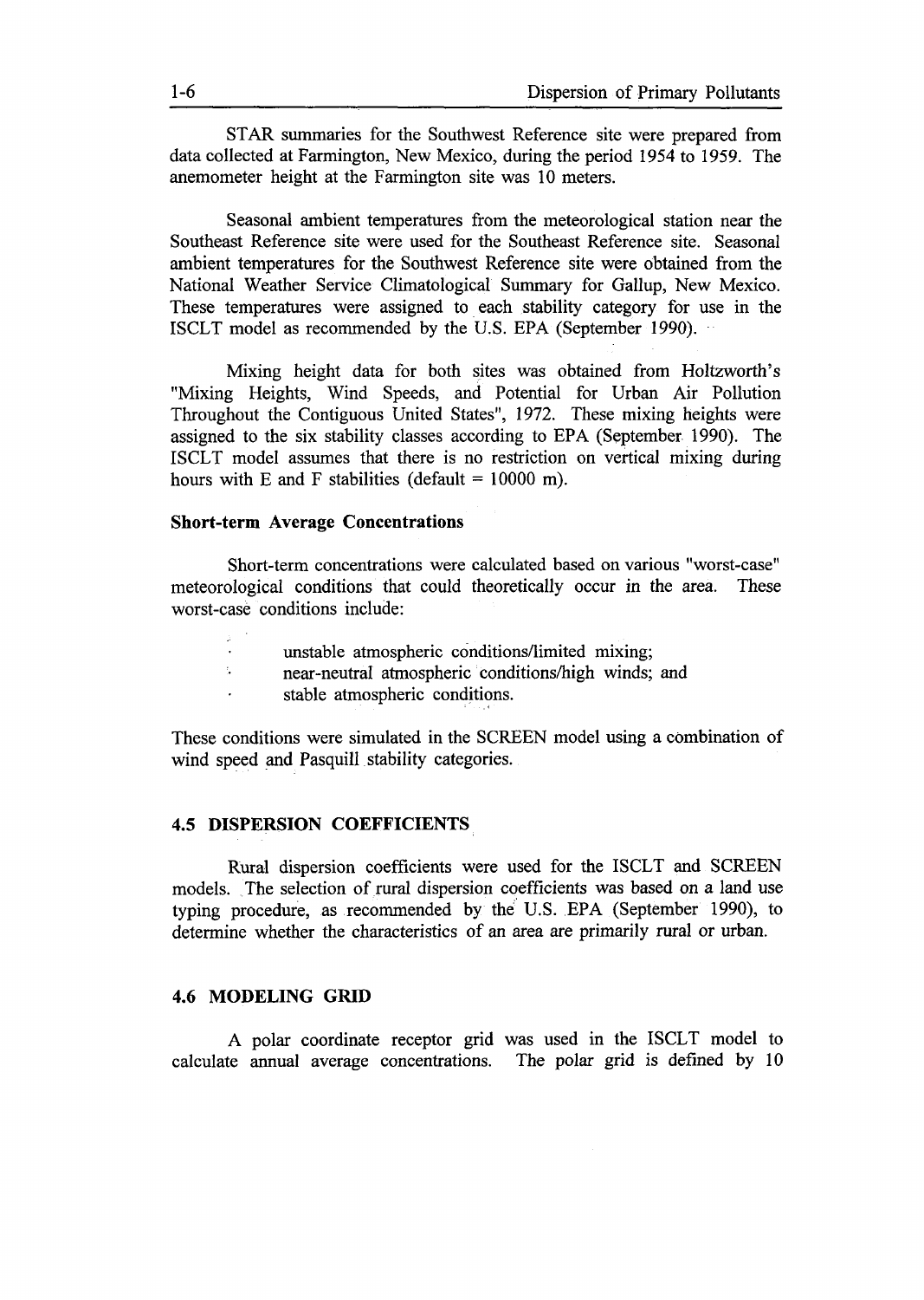STAR summaries for the Southwest Reference site were prepared from data collected at Farmington, New Mexico, during the period 1954 to 1959. The anemometer height at the Farmington site was 10 meters.

Seasonal ambient temperatures from the meteorological station near the Southeast Reference site were used for the Southeast Reference site. Seasonal ambient temperatures for the Southwest Reference site were obtained from the National Weather Service Climatological Summary for Gallup, New Mexico. These temperatures were assigned to each stability category for use in the ISCLT model as recommended by the U.S. EPA (September 1990).

Mixing height data for both sites was obtained from Holtzworth's "Mixing Heights, Wind Speeds, and Potential for Urban Air Pollution Throughout the Contiguous United States", 1972. These mixing heights were assigned to the six stability classes according to EPA (September 1990). The ISCLT model assumes that there is no restriction on vertical mixing during hours with E and F stabilities (default = 10000 m).

**Short-term Average Concentrations**

Short-term concentrations were calculated based on various "worst-case" meteorological conditions that could theoretically occur in the area. These worst-case conditions include:

- unstable atmospheric conditions/limited mixing;
- near-neutral atmospheric conditions/high winds; and
- stable atmospheric conditions.

These conditions were simulated in the SCREEN model using a combination of wind speed and Pasquill stability categories.

### 4.5 DISPERSION COEFFICIENTS

Rural dispersion coefficients were used for the ISCLT and SCREEN models. The selection of rural dispersion coefficients was based on a land use typing procedure, as recommended by the U.S. EPA (September 1990), to determine whether the characteristics of an area are primarily rural or urban.

### 4.6 MODELING GRID

A polar coordinate receptor grid was used in the ISCLT model to calculate annual average concentrations. The polar grid is defined by 10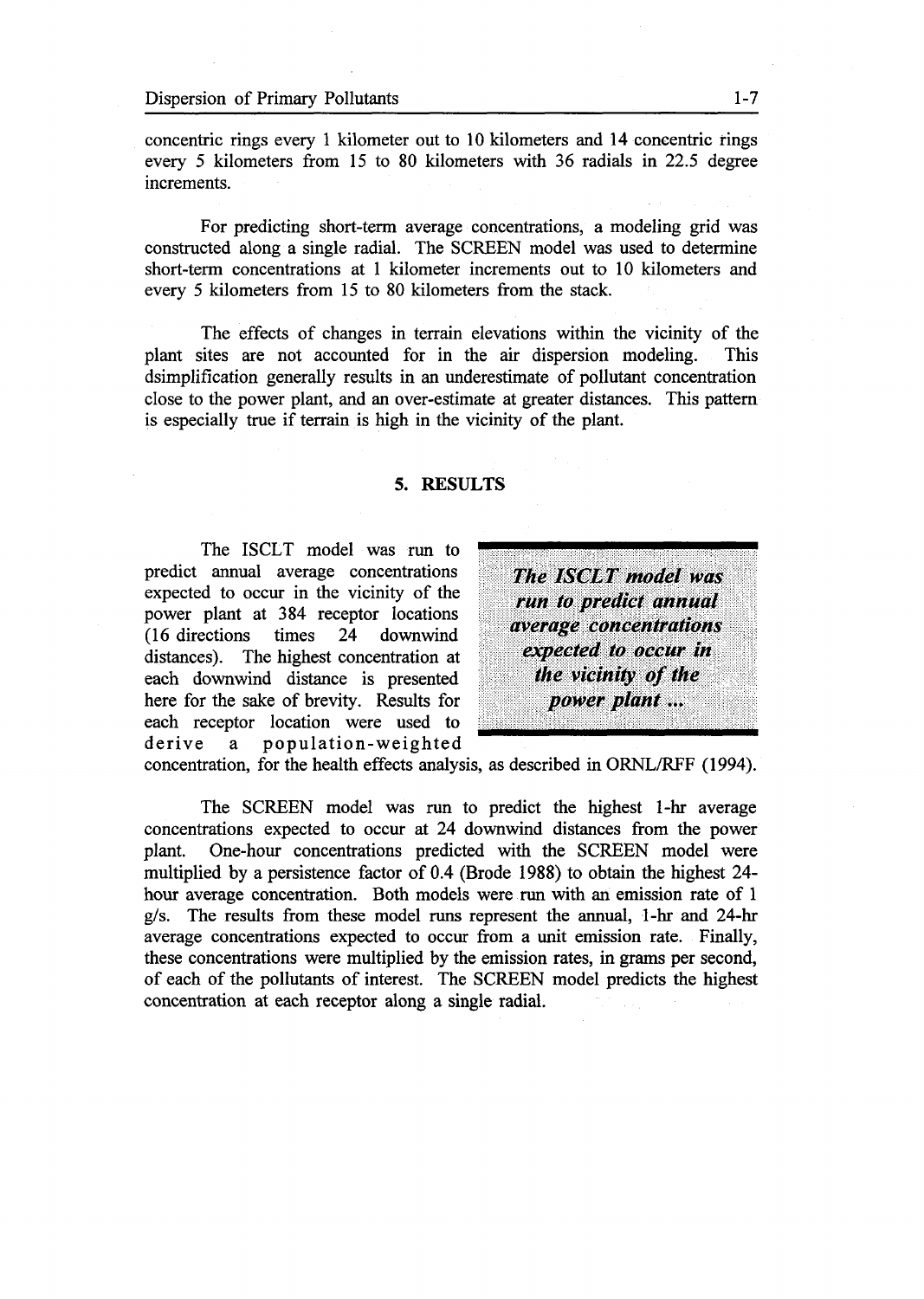concentric rings every 1 kilometer out to 10 kilometers and 14 concentric rings every 5 kilometers from 15 to 80 kilometers with 36 radials in 22.5 degree increments.

For predicting short-term average concentrations, a modeling grid was constructed along a single radial. The SCREEN model was used to determine short-term concentrations at 1 kilometer increments out to 10 kilometers and every 5 kilometers from 15 to 80 kilometers from the stack.

The effects of changes in terrain elevations within the vicinity of the plant sites are not accounted for in the air dispersion modeling. This dsimplification generally results in an underestimate of pollutant concentration close to the power plant, and an over-estimate at greater distances. This pattern is especially true if terrain is high in the vicinity of the plant.

## 5. RESULTS

The ISCLT model was run to predict annual average concentrations expected to occur in the vicinity of the power plant at 384 receptor locations (16 directions times 24 downwind distances). The highest concentration at each downwind distance is presented here for the sake of brevity. Results for each receptor location were used to derive a population-weighted concentration, for the health effects analysis, as described in ORNL/RFF (1994).

> ***The ISCLT model was run to predict annual average concentrations expected to occur in the vicinity of the power plant ...***

The SCREEN model was run to predict the highest 1-hr average concentrations expected to occur at 24 downwind distances from the power plant. One-hour concentrations predicted with the SCREEN model were multiplied by a persistence factor of 0.4 (Brode 1988) to obtain the highest 24-hour average concentration. Both models were run with an emission rate of 1 g/s. The results from these model runs represent the annual, 1-hr and 24-hr average concentrations expected to occur from a unit emission rate. Finally, these concentrations were multiplied by the emission rates, in grams per second, of each of the pollutants of interest. The SCREEN model predicts the highest concentration at each receptor along a single radial.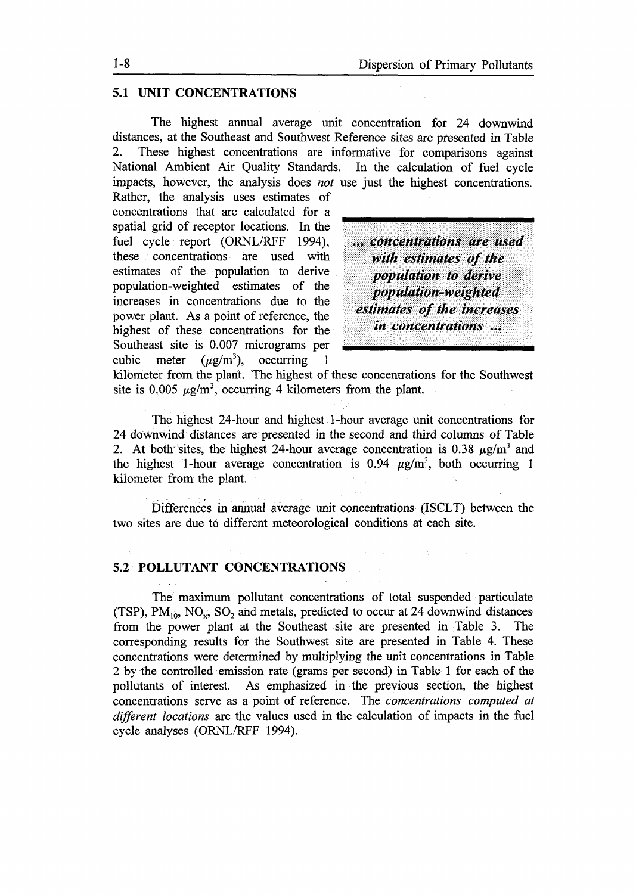### 5.1 UNIT CONCENTRATIONS

The highest annual average unit concentration for 24 downwind distances, at the Southeast and Southwest Reference sites are presented in Table 2. These highest concentrations are informative for comparisons against National Ambient Air Quality Standards. In the calculation of fuel cycle impacts, however, the analysis does *not* use just the highest concentrations. Rather, the analysis uses estimates of concentrations that are calculated for a spatial grid of receptor locations. In the fuel cycle report (ORNL/RFF 1994), these concentrations are used with estimates of the population to derive population-weighted estimates of the increases in concentrations due to the power plant. As a point of reference, the highest of these concentrations for the Southeast site is 0.007 micrograms per cubic meter ($\mu g/m^3$), occurring 1 kilometer from the plant. The highest of these concentrations for the Southwest site is 0.005 $\mu g/m^3$, occurring 4 kilometers from the plant.

> ***... concentrations are used with estimates of the population to derive population-weighted estimates of the increases in concentrations ...***

The highest 24-hour and highest 1-hour average unit concentrations for 24 downwind distances are presented in the second and third columns of Table 2. At both sites, the highest 24-hour average concentration is 0.38 $\mu g/m^3$ and the highest 1-hour average concentration is 0.94 $\mu g/m^3$, both occurring 1 kilometer from the plant.

Differences in annual average unit concentrations (ISCLT) between the two sites are due to different meteorological conditions at each site.

### 5.2 POLLUTANT CONCENTRATIONS

The maximum pollutant concentrations of total suspended particulate (TSP), $PM_{10}$, $NO_x$, $SO_2$ and metals, predicted to occur at 24 downwind distances from the power plant at the Southeast site are presented in Table 3. The corresponding results for the Southwest site are presented in Table 4. These concentrations were determined by multiplying the unit concentrations in Table 2 by the controlled emission rate (grams per second) in Table 1 for each of the pollutants of interest. As emphasized in the previous section, the highest concentrations serve as a point of reference. The *concentrations computed at different locations* are the values used in the calculation of impacts in the fuel cycle analyses (ORNL/RFF 1994).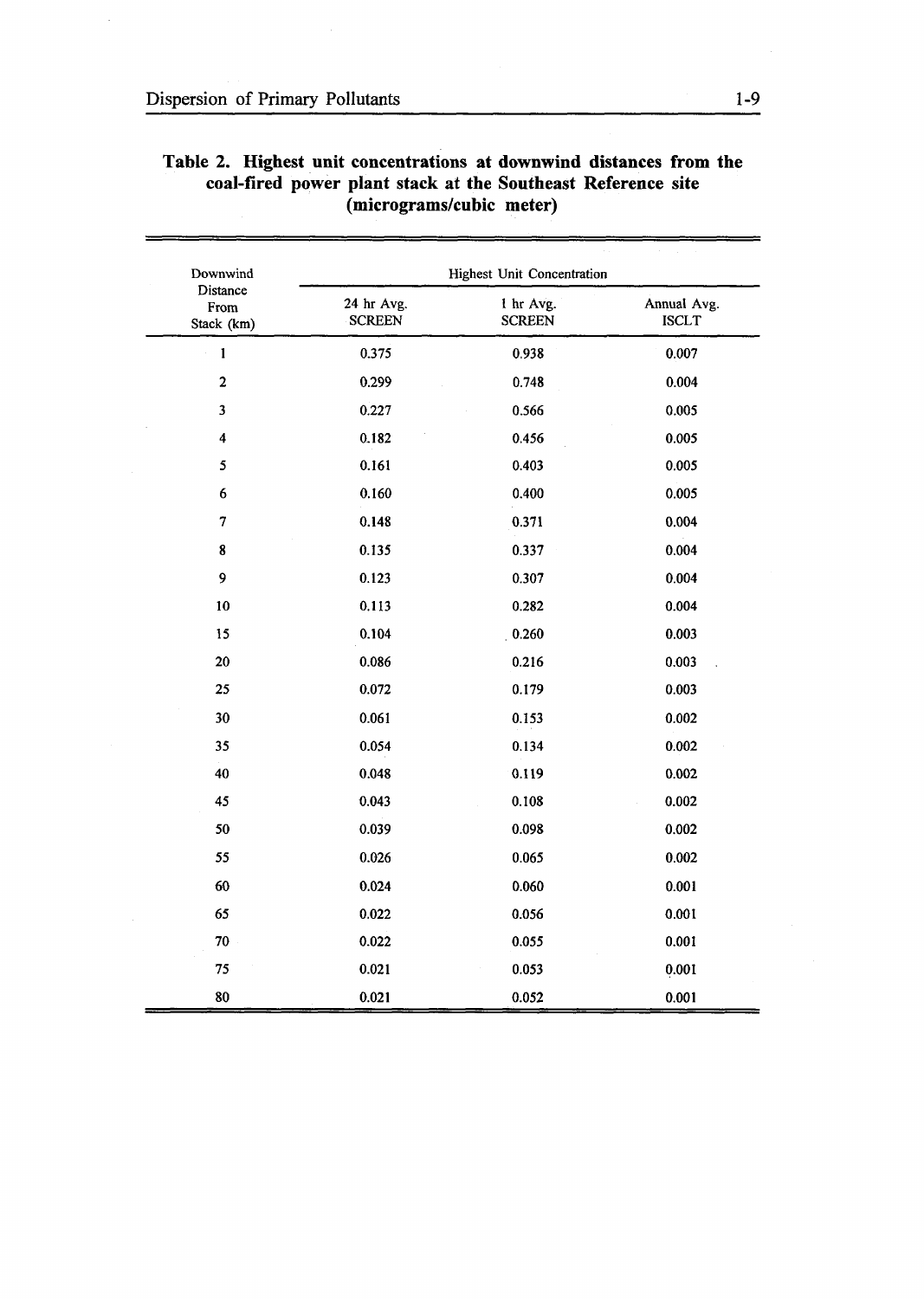**Table 2. Highest unit concentrations at downwind distances from the coal-fired power plant stack at the Southeast Reference site (micrograms/cubic meter)**

| Downwind Distance From Stack (km) | Highest Unit Concentration | | |
|---|---|---|---|
| | 24 hr Avg. SCREEN | 1 hr Avg. SCREEN | Annual Avg. ISCLT |
| 1 | 0.375 | 0.938 | 0.007 |
| 2 | 0.299 | 0.748 | 0.004 |
| 3 | 0.227 | 0.566 | 0.005 |
| 4 | 0.182 | 0.456 | 0.005 |
| 5 | 0.161 | 0.403 | 0.005 |
| 6 | 0.160 | 0.400 | 0.005 |
| 7 | 0.148 | 0.371 | 0.004 |
| 8 | 0.135 | 0.337 | 0.004 |
| 9 | 0.123 | 0.307 | 0.004 |
| 10 | 0.113 | 0.282 | 0.004 |
| 15 | 0.104 | 0.260 | 0.003 |
| 20 | 0.086 | 0.216 | 0.003 |
| 25 | 0.072 | 0.179 | 0.003 |
| 30 | 0.061 | 0.153 | 0.002 |
| 35 | 0.054 | 0.134 | 0.002 |
| 40 | 0.048 | 0.119 | 0.002 |
| 45 | 0.043 | 0.108 | 0.002 |
| 50 | 0.039 | 0.098 | 0.002 |
| 55 | 0.026 | 0.065 | 0.002 |
| 60 | 0.024 | 0.060 | 0.001 |
| 65 | 0.022 | 0.056 | 0.001 |
| 70 | 0.022 | 0.055 | 0.001 |
| 75 | 0.021 | 0.053 | 0.001 |
| 80 | 0.021 | 0.052 | 0.001 |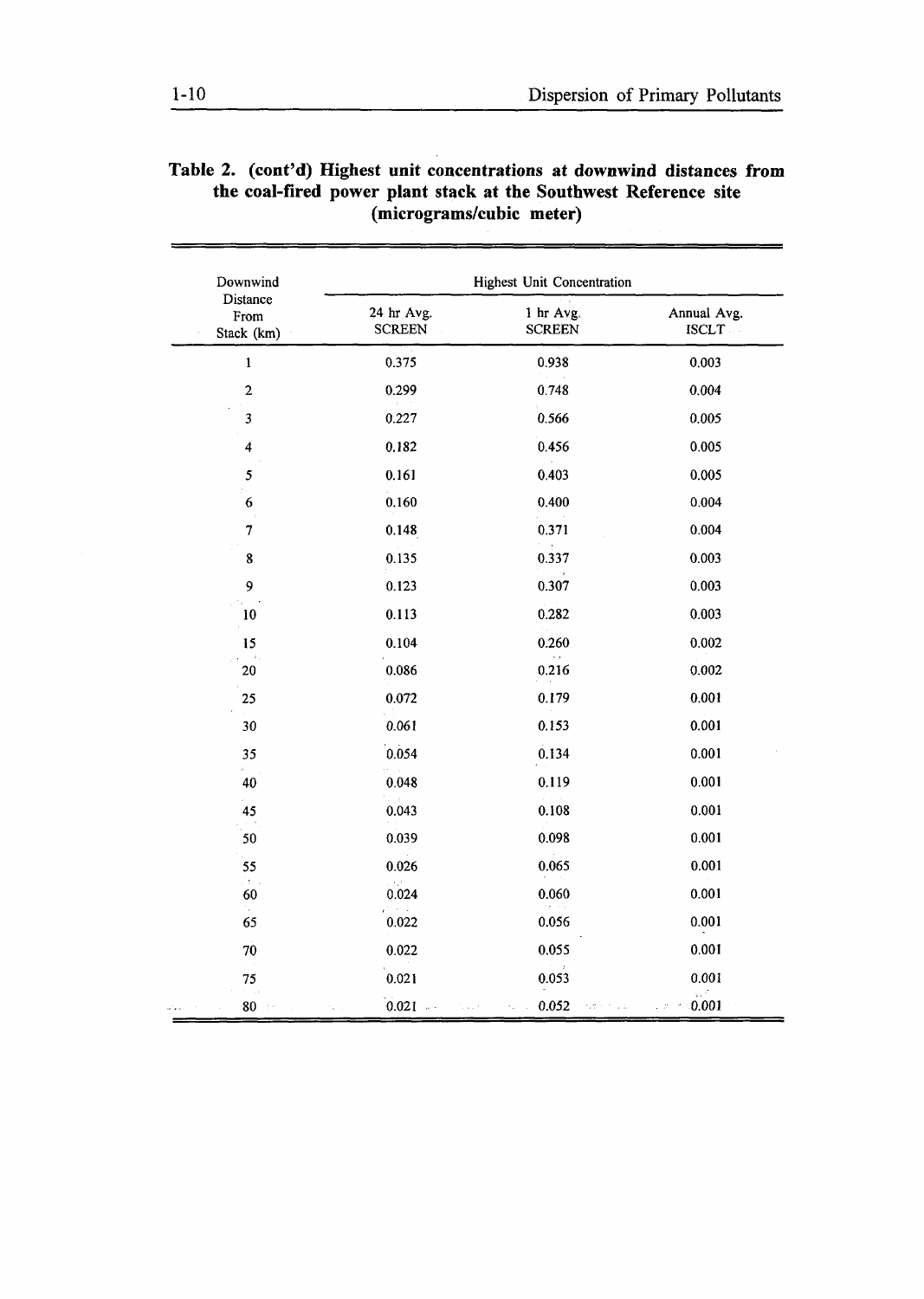**Table 2. (cont'd) Highest unit concentrations at downwind distances from the coal-fired power plant stack at the Southwest Reference site (micrograms/cubic meter)**

| Downwind Distance From Stack (km) | Highest Unit Concentration | | |
|---|---|---|---|
| | 24 hr Avg. SCREEN | 1 hr Avg. SCREEN | Annual Avg. ISCLT |
| 1 | 0.375 | 0.938 | 0.003 |
| 2 | 0.299 | 0.748 | 0.004 |
| 3 | 0.227 | 0.566 | 0.005 |
| 4 | 0.182 | 0.456 | 0.005 |
| 5 | 0.161 | 0.403 | 0.005 |
| 6 | 0.160 | 0.400 | 0.004 |
| 7 | 0.148 | 0.371 | 0.004 |
| 8 | 0.135 | 0.337 | 0.003 |
| 9 | 0.123 | 0.307 | 0.003 |
| 10 | 0.113 | 0.282 | 0.003 |
| 15 | 0.104 | 0.260 | 0.002 |
| 20 | 0.086 | 0.216 | 0.002 |
| 25 | 0.072 | 0.179 | 0.001 |
| 30 | 0.061 | 0.153 | 0.001 |
| 35 | 0.054 | 0.134 | 0.001 |
| 40 | 0.048 | 0.119 | 0.001 |
| 45 | 0.043 | 0.108 | 0.001 |
| 50 | 0.039 | 0.098 | 0.001 |
| 55 | 0.026 | 0.065 | 0.001 |
| 60 | 0.024 | 0.060 | 0.001 |
| 65 | 0.022 | 0.056 | 0.001 |
| 70 | 0.022 | 0.055 | 0.001 |
| 75 | 0.021 | 0.053 | 0.001 |
| 80 | 0.021 | 0.052 | 0.001 |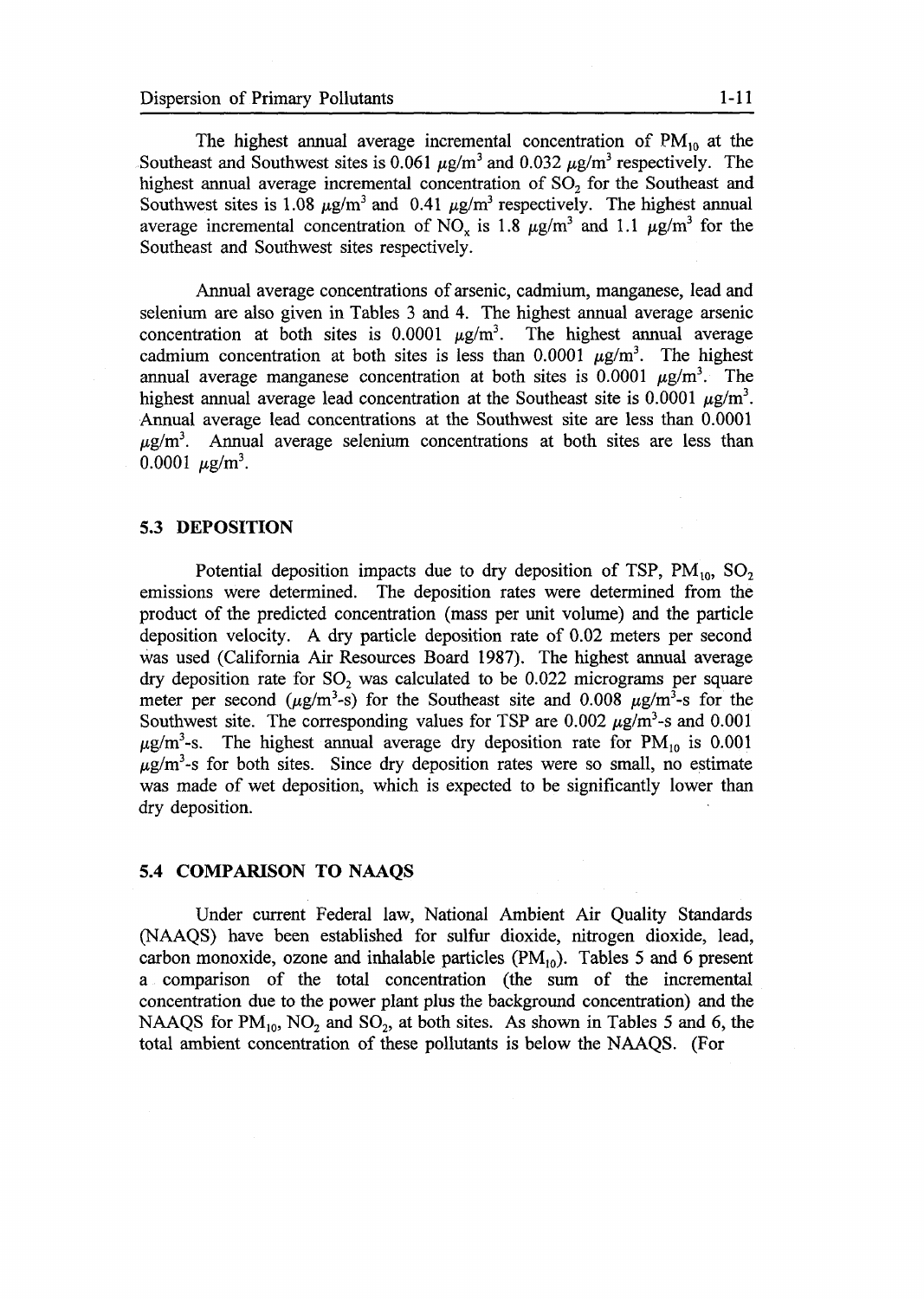The highest annual average incremental concentration of $PM_{10}$ at the Southeast and Southwest sites is 0.061 $\mu g/m^3$ and 0.032 $\mu g/m^3$ respectively. The highest annual average incremental concentration of $SO_2$ for the Southeast and Southwest sites is 1.08 $\mu g/m^3$ and 0.41 $\mu g/m^3$ respectively. The highest annual average incremental concentration of $NO_x$ is 1.8 $\mu g/m^3$ and 1.1 $\mu g/m^3$ for the Southeast and Southwest sites respectively.

Annual average concentrations of arsenic, cadmium, manganese, lead and selenium are also given in Tables 3 and 4. The highest annual average arsenic concentration at both sites is 0.0001 $\mu g/m^3$. The highest annual average cadmium concentration at both sites is less than 0.0001 $\mu g/m^3$. The highest annual average manganese concentration at both sites is 0.0001 $\mu g/m^3$. The highest annual average lead concentration at the Southeast site is 0.0001 $\mu g/m^3$. Annual average lead concentrations at the Southwest site are less than 0.0001 $\mu g/m^3$. Annual average selenium concentrations at both sites are less than 0.0001 $\mu g/m^3$.

### 5.3 DEPOSITION

Potential deposition impacts due to dry deposition of TSP, $PM_{10}$, $SO_2$ emissions were determined. The deposition rates were determined from the product of the predicted concentration (mass per unit volume) and the particle deposition velocity. A dry particle deposition rate of 0.02 meters per second was used (California Air Resources Board 1987). The highest annual average dry deposition rate for $SO_2$ was calculated to be 0.022 micrograms per square meter per second ($\mu g/m^3$-s) for the Southeast site and 0.008 $\mu g/m^3$-s for the Southwest site. The corresponding values for TSP are 0.002 $\mu g/m^3$-s and 0.001 $\mu g/m^3$-s. The highest annual average dry deposition rate for $PM_{10}$ is 0.001 $\mu g/m^3$-s for both sites. Since dry deposition rates were so small, no estimate was made of wet deposition, which is expected to be significantly lower than dry deposition.

### 5.4 COMPARISON TO NAAQS

Under current Federal law, National Ambient Air Quality Standards (NAAQS) have been established for sulfur dioxide, nitrogen dioxide, lead, carbon monoxide, ozone and inhalable particles ($PM_{10}$). Tables 5 and 6 present a comparison of the total concentration (the sum of the incremental concentration due to the power plant plus the background concentration) and the NAAQS for $PM_{10}$, $NO_2$ and $SO_2$, at both sites. As shown in Tables 5 and 6, the total ambient concentration of these pollutants is below the NAAQS. (For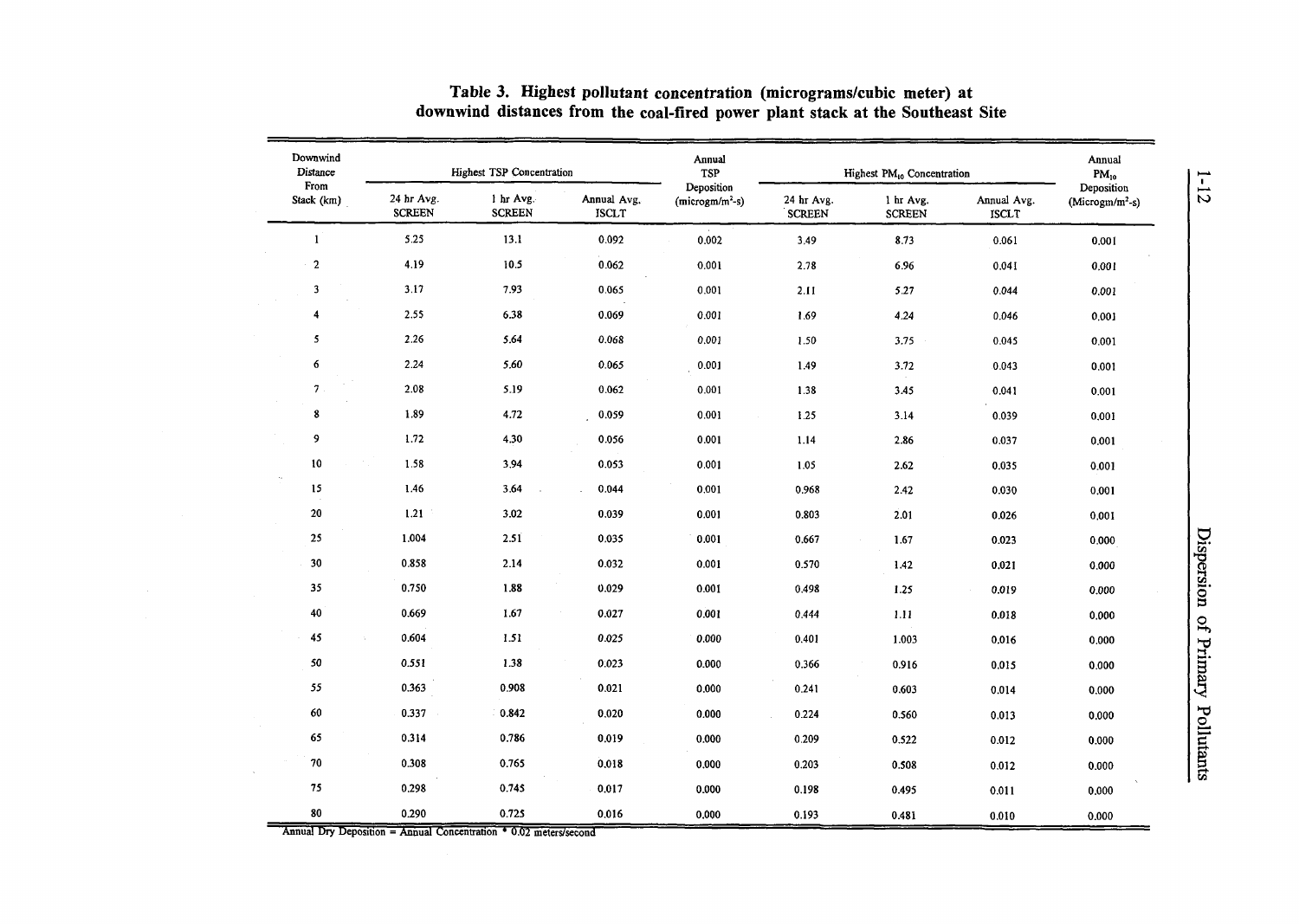**Table 3. Highest pollutant concentration (micrograms/cubic meter) at downwind distances from the coal-fired power plant stack at the Southeast Site**

| Downwind Distance From Stack (km) | Highest TSP Concentration | | | Annual TSP Deposition (microgm/m²-s) | Highest $PM_{10}$ Concentration | | | Annual $PM_{10}$ Deposition (Microgm/m²-s) |
|---|---|---|---|---|---|---|---|---|
| | 24 hr Avg. SCREEN | 1 hr Avg. SCREEN | Annual Avg. ISCLT | | 24 hr Avg. SCREEN | 1 hr Avg. SCREEN | Annual Avg. ISCLT | |
| 1 | 5.25 | 13.1 | 0.092 | 0.002 | 3.49 | 8.73 | 0.061 | 0.001 |
| 2 | 4.19 | 10.5 | 0.062 | 0.001 | 2.78 | 6.96 | 0.041 | 0.001 |
| 3 | 3.17 | 7.93 | 0.065 | 0.001 | 2.11 | 5.27 | 0.044 | 0.001 |
| 4 | 2.55 | 6.38 | 0.069 | 0.001 | 1.69 | 4.24 | 0.046 | 0.001 |
| 5 | 2.26 | 5.64 | 0.068 | 0.001 | 1.50 | 3.75 | 0.045 | 0.001 |
| 6 | 2.24 | 5.60 | 0.065 | 0.001 | 1.49 | 3.72 | 0.043 | 0.001 |
| 7 | 2.08 | 5.19 | 0.062 | 0.001 | 1.38 | 3.45 | 0.041 | 0.001 |
| 8 | 1.89 | 4.72 | 0.059 | 0.001 | 1.25 | 3.14 | 0.039 | 0.001 |
| 9 | 1.72 | 4.30 | 0.056 | 0.001 | 1.14 | 2.86 | 0.037 | 0.001 |
| 10 | 1.58 | 3.94 | 0.053 | 0.001 | 1.05 | 2.62 | 0.035 | 0.001 |
| 15 | 1.46 | 3.64 | 0.044 | 0.001 | 0.968 | 2.42 | 0.030 | 0.001 |
| 20 | 1.21 | 3.02 | 0.039 | 0.001 | 0.803 | 2.01 | 0.026 | 0.001 |
| 25 | 1.004 | 2.51 | 0.035 | 0.001 | 0.667 | 1.67 | 0.023 | 0.000 |
| 30 | 0.858 | 2.14 | 0.032 | 0.001 | 0.570 | 1.42 | 0.021 | 0.000 |
| 35 | 0.750 | 1.88 | 0.029 | 0.001 | 0.498 | 1.25 | 0.019 | 0.000 |
| 40 | 0.669 | 1.67 | 0.027 | 0.001 | 0.444 | 1.11 | 0.018 | 0.000 |
| 45 | 0.604 | 1.51 | 0.025 | 0.000 | 0.401 | 1.003 | 0.016 | 0.000 |
| 50 | 0.551 | 1.38 | 0.023 | 0.000 | 0.366 | 0.916 | 0.015 | 0.000 |
| 55 | 0.363 | 0.908 | 0.021 | 0.000 | 0.241 | 0.603 | 0.014 | 0.000 |
| 60 | 0.337 | 0.842 | 0.020 | 0.000 | 0.224 | 0.560 | 0.013 | 0.000 |
| 65 | 0.314 | 0.786 | 0.019 | 0.000 | 0.209 | 0.522 | 0.012 | 0.000 |
| 70 | 0.308 | 0.765 | 0.018 | 0.000 | 0.203 | 0.508 | 0.012 | 0.000 |
| 75 | 0.298 | 0.745 | 0.017 | 0.000 | 0.198 | 0.495 | 0.011 | 0.000 |
| 80 | 0.290 | 0.725 | 0.016 | 0.000 | 0.193 | 0.481 | 0.010 | 0.000 |

Annual Dry Deposition = Annual Concentration * 0.02 meters/second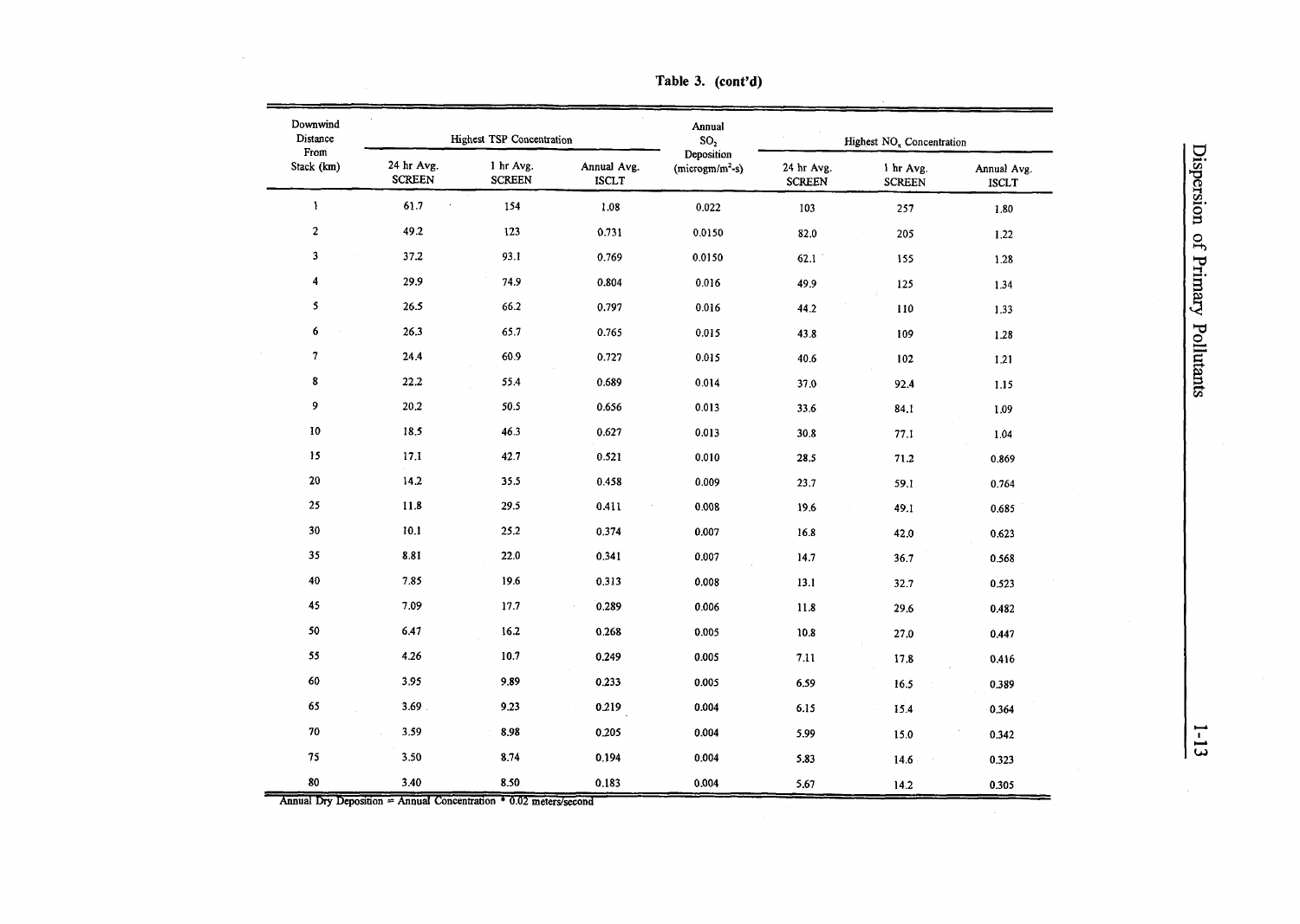**Table 3. (cont'd)**

| Downwind Distance From Stack (km) | Highest TSP Concentration | | | Annual $SO_2$ Deposition (microgm/$m^2$-s) | Highest $NO_x$ Concentration | | |
|---|---|---|---|---|---|---|---|
| | 24 hr Avg. SCREEN | 1 hr Avg. SCREEN | Annual Avg. ISCLT | | 24 hr Avg. SCREEN | 1 hr Avg. SCREEN | Annual Avg. ISCLT |
| 1 | 61.7 | 154 | 1.08 | 0.022 | 103 | 257 | 1.80 |
| 2 | 49.2 | 123 | 0.731 | 0.0150 | 82.0 | 205 | 1.22 |
| 3 | 37.2 | 93.1 | 0.769 | 0.0150 | 62.1 | 155 | 1.28 |
| 4 | 29.9 | 74.9 | 0.804 | 0.016 | 49.9 | 125 | 1.34 |
| 5 | 26.5 | 66.2 | 0.797 | 0.016 | 44.2 | 110 | 1.33 |
| 6 | 26.3 | 65.7 | 0.765 | 0.015 | 43.8 | 109 | 1.28 |
| 7 | 24.4 | 60.9 | 0.727 | 0.015 | 40.6 | 102 | 1.21 |
| 8 | 22.2 | 55.4 | 0.689 | 0.014 | 37.0 | 92.4 | 1.15 |
| 9 | 20.2 | 50.5 | 0.656 | 0.013 | 33.6 | 84.1 | 1.09 |
| 10 | 18.5 | 46.3 | 0.627 | 0.013 | 30.8 | 77.1 | 1.04 |
| 15 | 17.1 | 42.7 | 0.521 | 0.010 | 28.5 | 71.2 | 0.869 |
| 20 | 14.2 | 35.5 | 0.458 | 0.009 | 23.7 | 59.1 | 0.764 |
| 25 | 11.8 | 29.5 | 0.411 | 0.008 | 19.6 | 49.1 | 0.685 |
| 30 | 10.1 | 25.2 | 0.374 | 0.007 | 16.8 | 42.0 | 0.623 |
| 35 | 8.81 | 22.0 | 0.341 | 0.007 | 14.7 | 36.7 | 0.568 |
| 40 | 7.85 | 19.6 | 0.313 | 0.008 | 13.1 | 32.7 | 0.523 |
| 45 | 7.09 | 17.7 | 0.289 | 0.006 | 11.8 | 29.6 | 0.482 |
| 50 | 6.47 | 16.2 | 0.268 | 0.005 | 10.8 | 27.0 | 0.447 |
| 55 | 4.26 | 10.7 | 0.249 | 0.005 | 7.11 | 17.8 | 0.416 |
| 60 | 3.95 | 9.89 | 0.233 | 0.005 | 6.59 | 16.5 | 0.389 |
| 65 | 3.69 | 9.23 | 0.219 | 0.004 | 6.15 | 15.4 | 0.364 |
| 70 | 3.59 | 8.98 | 0.205 | 0.004 | 5.99 | 15.0 | 0.342 |
| 75 | 3.50 | 8.74 | 0.194 | 0.004 | 5.83 | 14.6 | 0.323 |
| 80 | 3.40 | 8.50 | 0.183 | 0.004 | 5.67 | 14.2 | 0.305 |

Annual Dry Deposition = Annual Concentration * 0.02 meters/second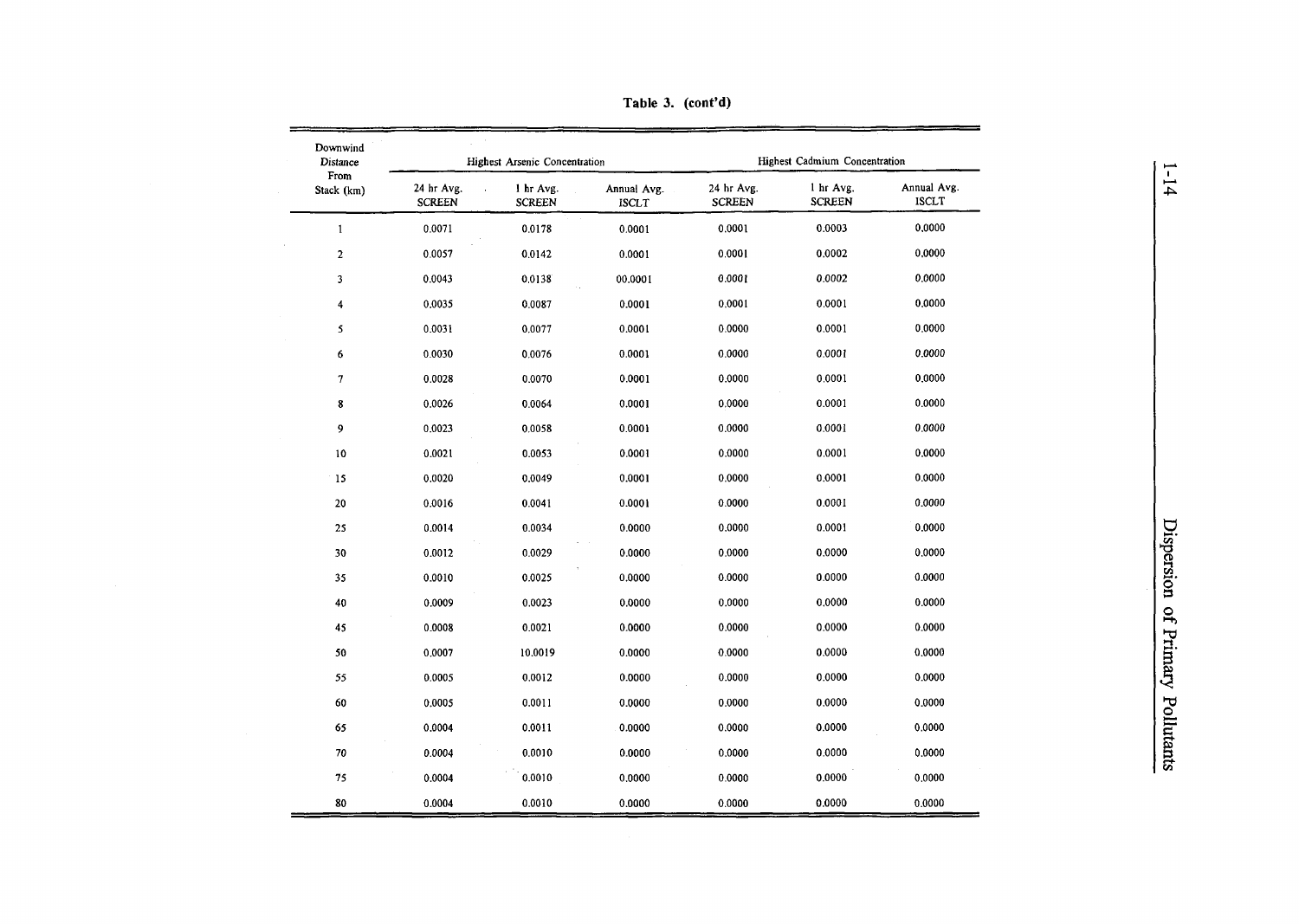**Table 3. (cont'd)**

| Downwind Distance From Stack (km) | Highest Arsenic Concentration | | | Highest Cadmium Concentration | | |
|---|---|---|---|---|---|---|
| | 24 hr Avg. SCREEN | 1 hr Avg. SCREEN | Annual Avg. ISCLT | 24 hr Avg. SCREEN | 1 hr Avg. SCREEN | Annual Avg. ISCLT |
| 1 | 0.0071 | 0.0178 | 0.0001 | 0.0001 | 0.0003 | 0.0000 |
| 2 | 0.0057 | 0.0142 | 0.0001 | 0.0001 | 0.0002 | 0.0000 |
| 3 | 0.0043 | 0.0138 | 00.0001 | 0.0001 | 0.0002 | 0.0000 |
| 4 | 0.0035 | 0.0087 | 0.0001 | 0.0001 | 0.0001 | 0.0000 |
| 5 | 0.0031 | 0.0077 | 0.0001 | 0.0000 | 0.0001 | 0.0000 |
| 6 | 0.0030 | 0.0076 | 0.0001 | 0.0000 | 0.0001 | 0.0000 |
| 7 | 0.0028 | 0.0070 | 0.0001 | 0.0000 | 0.0001 | 0.0000 |
| 8 | 0.0026 | 0.0064 | 0.0001 | 0.0000 | 0.0001 | 0.0000 |
| 9 | 0.0023 | 0.0058 | 0.0001 | 0.0000 | 0.0001 | 0.0000 |
| 10 | 0.0021 | 0.0053 | 0.0001 | 0.0000 | 0.0001 | 0.0000 |
| 15 | 0.0020 | 0.0049 | 0.0001 | 0.0000 | 0.0001 | 0.0000 |
| 20 | 0.0016 | 0.0041 | 0.0001 | 0.0000 | 0.0001 | 0.0000 |
| 25 | 0.0014 | 0.0034 | 0.0000 | 0.0000 | 0.0001 | 0.0000 |
| 30 | 0.0012 | 0.0029 | 0.0000 | 0.0000 | 0.0000 | 0.0000 |
| 35 | 0.0010 | 0.0025 | 0.0000 | 0.0000 | 0.0000 | 0.0000 |
| 40 | 0.0009 | 0.0023 | 0.0000 | 0.0000 | 0.0000 | 0.0000 |
| 45 | 0.0008 | 0.0021 | 0.0000 | 0.0000 | 0.0000 | 0.0000 |
| 50 | 0.0007 | 10.0019 | 0.0000 | 0.0000 | 0.0000 | 0.0000 |
| 55 | 0.0005 | 0.0012 | 0.0000 | 0.0000 | 0.0000 | 0.0000 |
| 60 | 0.0005 | 0.0011 | 0.0000 | 0.0000 | 0.0000 | 0.0000 |
| 65 | 0.0004 | 0.0011 | 0.0000 | 0.0000 | 0.0000 | 0.0000 |
| 70 | 0.0004 | 0.0010 | 0.0000 | 0.0000 | 0.0000 | 0.0000 |
| 75 | 0.0004 | 0.0010 | 0.0000 | 0.0000 | 0.0000 | 0.0000 |
| 80 | 0.0004 | 0.0010 | 0.0000 | 0.0000 | 0.0000 | 0.0000 |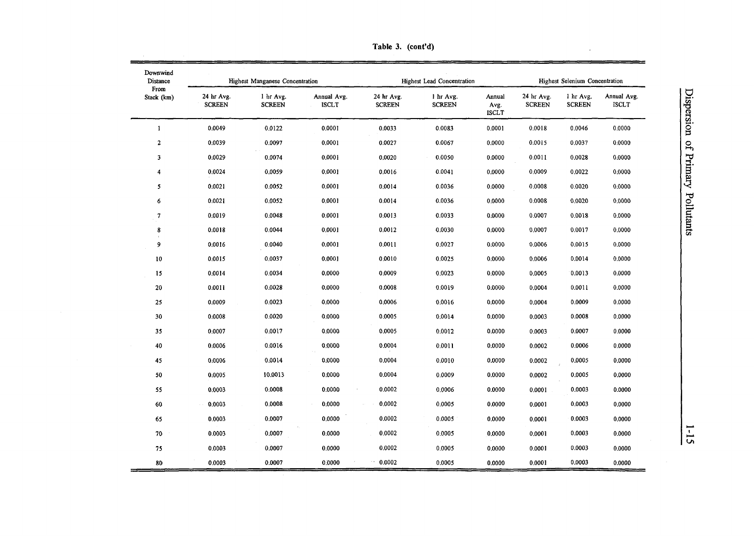**Table 3. (cont'd)**

| Downwind Distance From Stack (km) | Highest Manganese Concentration | | | Highest Lead Concentration | | | Highest Selenium Concentration | | |
|---|---|---|---|---|---|---|---|---|---|
| | 24 hr Avg. SCREEN | 1 hr Avg. SCREEN | Annual Avg. ISCLT | 24 hr Avg. SCREEN | 1 hr Avg. SCREEN | Annual Avg. ISCLT | 24 hr Avg. SCREEN | 1 hr Avg. SCREEN | Annual Avg. ISCLT |
| 1 | 0.0049 | 0.0122 | 0.0001 | 0.0033 | 0.0083 | 0.0001 | 0.0018 | 0.0046 | 0.0000 |
| 2 | 0.0039 | 0.0097 | 0.0001 | 0.0027 | 0.0067 | 0.0000 | 0.0015 | 0.0037 | 0.0000 |
| 3 | 0.0029 | 0.0074 | 0.0001 | 0.0020 | 0.0050 | 0.0000 | 0.0011 | 0.0028 | 0.0000 |
| 4 | 0.0024 | 0.0059 | 0.0001 | 0.0016 | 0.0041 | 0.0000 | 0.0009 | 0.0022 | 0.0000 |
| 5 | 0.0021 | 0.0052 | 0.0001 | 0.0014 | 0.0036 | 0.0000 | 0.0008 | 0.0020 | 0.0000 |
| 6 | 0.0021 | 0.0052 | 0.0001 | 0.0014 | 0.0036 | 0.0000 | 0.0008 | 0.0020 | 0.0000 |
| 7 | 0.0019 | 0.0048 | 0.0001 | 0.0013 | 0.0033 | 0.0000 | 0.0007 | 0.0018 | 0.0000 |
| 8 | 0.0018 | 0.0044 | 0.0001 | 0.0012 | 0.0030 | 0.0000 | 0.0007 | 0.0017 | 0.0000 |
| 9 | 0.0016 | 0.0040 | 0.0001 | 0.0011 | 0.0027 | 0.0000 | 0.0006 | 0.0015 | 0.0000 |
| 10 | 0.0015 | 0.0037 | 0.0001 | 0.0010 | 0.0025 | 0.0000 | 0.0006 | 0.0014 | 0.0000 |
| 15 | 0.0014 | 0.0034 | 0.0000 | 0.0009 | 0.0023 | 0.0000 | 0.0005 | 0.0013 | 0.0000 |
| 20 | 0.0011 | 0.0028 | 0.0000 | 0.0008 | 0.0019 | 0.0000 | 0.0004 | 0.0011 | 0.0000 |
| 25 | 0.0009 | 0.0023 | 0.0000 | 0.0006 | 0.0016 | 0.0000 | 0.0004 | 0.0009 | 0.0000 |
| 30 | 0.0008 | 0.0020 | 0.0000 | 0.0005 | 0.0014 | 0.0000 | 0.0003 | 0.0008 | 0.0000 |
| 35 | 0.0007 | 0.0017 | 0.0000 | 0.0005 | 0.0012 | 0.0000 | 0.0003 | 0.0007 | 0.0000 |
| 40 | 0.0006 | 0.0016 | 0.0000 | 0.0004 | 0.0011 | 0.0000 | 0.0002 | 0.0006 | 0.0000 |
| 45 | 0.0006 | 0.0014 | 0.0000 | 0.0004 | 0.0010 | 0.0000 | 0.0002 | 0.0005 | 0.0000 |
| 50 | 0.0005 | 10.0013 | 0.0000 | 0.0004 | 0.0009 | 0.0000 | 0.0002 | 0.0005 | 0.0000 |
| 55 | 0.0003 | 0.0008 | 0.0000 | 0.0002 | 0.0006 | 0.0000 | 0.0001 | 0.0003 | 0.0000 |
| 60 | 0.0003 | 0.0008 | 0.0000 | 0.0002 | 0.0005 | 0.0000 | 0.0001 | 0.0003 | 0.0000 |
| 65 | 0.0003 | 0.0007 | 0.0000 | 0.0002 | 0.0005 | 0.0000 | 0.0001 | 0.0003 | 0.0000 |
| 70 | 0.0003 | 0.0007 | 0.0000 | 0.0002 | 0.0005 | 0.0000 | 0.0001 | 0.0003 | 0.0000 |
| 75 | 0.0003 | 0.0007 | 0.0000 | 0.0002 | 0.0005 | 0.0000 | 0.0001 | 0.0003 | 0.0000 |
| 80 | 0.0003 | 0.0007 | 0.0000 | 0.0002 | 0.0005 | 0.0000 | 0.0001 | 0.0003 | 0.0000 |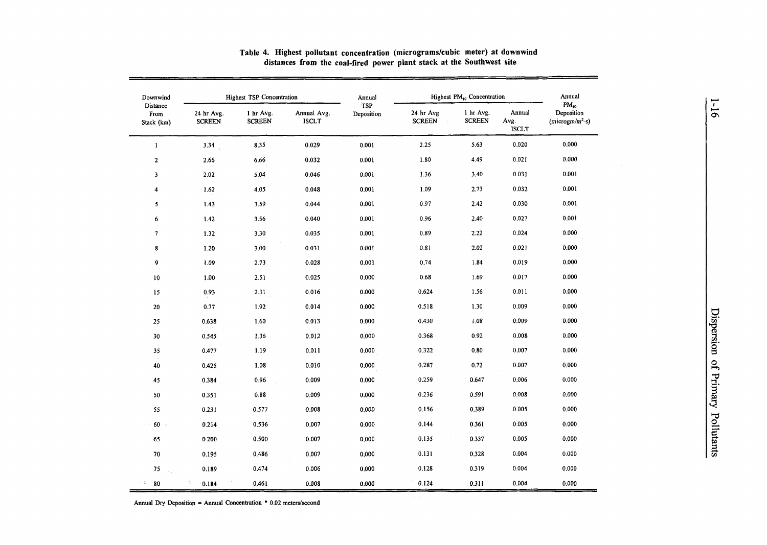**Table 4. Highest pollutant concentration (micrograms/cubic meter) at downwind distances from the coal-fired power plant stack at the Southwest site**

| Downwind Distance From Stack (km) | Highest TSP Concentration | | | Annual TSP Deposition | Highest $PM_{10}$ Concentration | | | Annual $PM_{10}$ Deposition (microgm/$m^2$-s) |
|---|---|---|---|---|---|---|---|---|
| | 24 hr Avg. SCREEN | 1 hr Avg. SCREEN | Annual Avg. ISCLT | | 24 hr Avg SCREEN | 1 hr Avg. SCREEN | Annual Avg. ISCLT | |
| 1 | 3.34 | 8.35 | 0.029 | 0.001 | 2.25 | 5.63 | 0.020 | 0.000 |
| 2 | 2.66 | 6.66 | 0.032 | 0.001 | 1.80 | 4.49 | 0.021 | 0.000 |
| 3 | 2.02 | 5.04 | 0.046 | 0.001 | 1.36 | 3.40 | 0.031 | 0.001 |
| 4 | 1.62 | 4.05 | 0.048 | 0.001 | 1.09 | 2.73 | 0.032 | 0.001 |
| 5 | 1.43 | 3.59 | 0.044 | 0.001 | 0.97 | 2.42 | 0.030 | 0.001 |
| 6 | 1.42 | 3.56 | 0.040 | 0.001 | 0.96 | 2.40 | 0.027 | 0.001 |
| 7 | 1.32 | 3.30 | 0.035 | 0.001 | 0.89 | 2.22 | 0.024 | 0.000 |
| 8 | 1.20 | 3.00 | 0.031 | 0.001 | 0.81 | 2.02 | 0.021 | 0.000 |
| 9 | 1.09 | 2.73 | 0.028 | 0.001 | 0.74 | 1.84 | 0.019 | 0.000 |
| 10 | 1.00 | 2.51 | 0.025 | 0.000 | 0.68 | 1.69 | 0.017 | 0.000 |
| 15 | 0.93 | 2.31 | 0.016 | 0.000 | 0.624 | 1.56 | 0.011 | 0.000 |
| 20 | 0.77 | 1.92 | 0.014 | 0.000 | 0.518 | 1.30 | 0.009 | 0.000 |
| 25 | 0.638 | 1.60 | 0.013 | 0.000 | 0.430 | 1.08 | 0.009 | 0.000 |
| 30 | 0.545 | 1.36 | 0.012 | 0.000 | 0.368 | 0.92 | 0.008 | 0.000 |
| 35 | 0.477 | 1.19 | 0.011 | 0.000 | 0.322 | 0.80 | 0.007 | 0.000 |
| 40 | 0.425 | 1.08 | 0.010 | 0.000 | 0.287 | 0.72 | 0.007 | 0.000 |
| 45 | 0.384 | 0.96 | 0.009 | 0.000 | 0.259 | 0.647 | 0.006 | 0.000 |
| 50 | 0.351 | 0.88 | 0.009 | 0.000 | 0.236 | 0.591 | 0.008 | 0.000 |
| 55 | 0.231 | 0.577 | 0.008 | 0.000 | 0.156 | 0.389 | 0.005 | 0.000 |
| 60 | 0.214 | 0.536 | 0.007 | 0.000 | 0.144 | 0.361 | 0.005 | 0.000 |
| 65 | 0.200 | 0.500 | 0.007 | 0.000 | 0.135 | 0.337 | 0.005 | 0.000 |
| 70 | 0.195 | 0.486 | 0.007 | 0.000 | 0.131 | 0.328 | 0.004 | 0.000 |
| 75 | 0.189 | 0.474 | 0.006 | 0.000 | 0.128 | 0.319 | 0.004 | 0.000 |
| 80 | 0.184 | 0.461 | 0.008 | 0.000 | 0.124 | 0.311 | 0.004 | 0.000 |

Annual Dry Deposition = Annual Concentration * 0.02 meters/second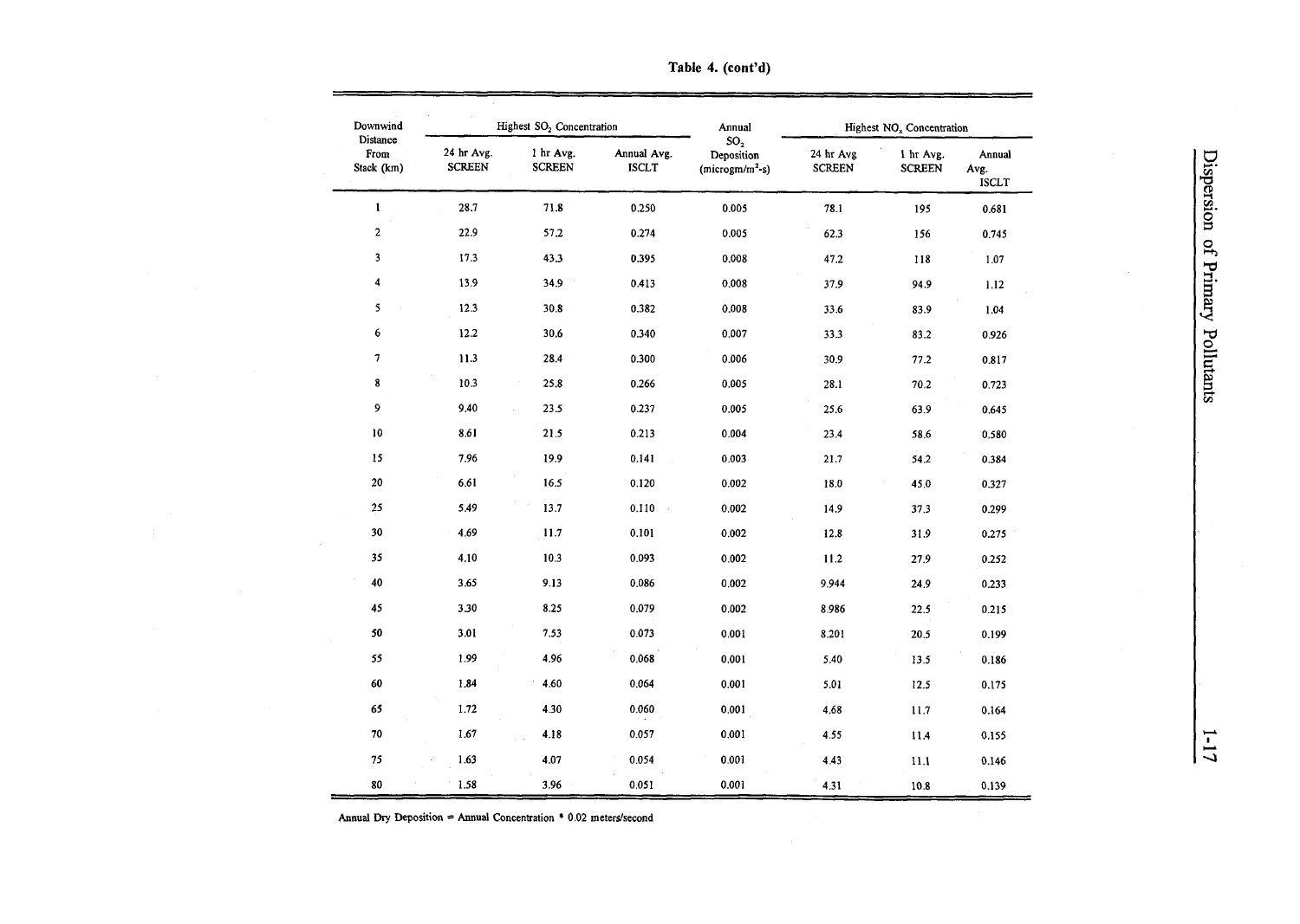**Table 4. (cont'd)**

| Downwind Distance From Stack (km) | Highest $SO_2$ Concentration | | | Annual $SO_2$ Deposition (microgm/m$^2$-s) | Highest $NO_x$ Concentration | | |
|---|---|---|---|---|---|---|---|
| | 24 hr Avg. SCREEN | 1 hr Avg. SCREEN | Annual Avg. ISCLT | | 24 hr Avg SCREEN | 1 hr Avg. SCREEN | Annual Avg. ISCLT |
| 1 | 28.7 | 71.8 | 0.250 | 0.005 | 78.1 | 195 | 0.681 |
| 2 | 22.9 | 57.2 | 0.274 | 0.005 | 62.3 | 156 | 0.745 |
| 3 | 17.3 | 43.3 | 0.395 | 0.008 | 47.2 | 118 | 1.07 |
| 4 | 13.9 | 34.9 | 0.413 | 0.008 | 37.9 | 94.9 | 1.12 |
| 5 | 12.3 | 30.8 | 0.382 | 0.008 | 33.6 | 83.9 | 1.04 |
| 6 | 12.2 | 30.6 | 0.340 | 0.007 | 33.3 | 83.2 | 0.926 |
| 7 | 11.3 | 28.4 | 0.300 | 0.006 | 30.9 | 77.2 | 0.817 |
| 8 | 10.3 | 25.8 | 0.266 | 0.005 | 28.1 | 70.2 | 0.723 |
| 9 | 9.40 | 23.5 | 0.237 | 0.005 | 25.6 | 63.9 | 0.645 |
| 10 | 8.61 | 21.5 | 0.213 | 0.004 | 23.4 | 58.6 | 0.580 |
| 15 | 7.96 | 19.9 | 0.141 | 0.003 | 21.7 | 54.2 | 0.384 |
| 20 | 6.61 | 16.5 | 0.120 | 0.002 | 18.0 | 45.0 | 0.327 |
| 25 | 5.49 | 13.7 | 0.110 | 0.002 | 14.9 | 37.3 | 0.299 |
| 30 | 4.69 | 11.7 | 0.101 | 0.002 | 12.8 | 31.9 | 0.275 |
| 35 | 4.10 | 10.3 | 0.093 | 0.002 | 11.2 | 27.9 | 0.252 |
| 40 | 3.65 | 9.13 | 0.086 | 0.002 | 9.944 | 24.9 | 0.233 |
| 45 | 3.30 | 8.25 | 0.079 | 0.002 | 8.986 | 22.5 | 0.215 |
| 50 | 3.01 | 7.53 | 0.073 | 0.001 | 8.201 | 20.5 | 0.199 |
| 55 | 1.99 | 4.96 | 0.068 | 0.001 | 5.40 | 13.5 | 0.186 |
| 60 | 1.84 | 4.60 | 0.064 | 0.001 | 5.01 | 12.5 | 0.175 |
| 65 | 1.72 | 4.30 | 0.060 | 0.001 | 4.68 | 11.7 | 0.164 |
| 70 | 1.67 | 4.18 | 0.057 | 0.001 | 4.55 | 11.4 | 0.155 |
| 75 | 1.63 | 4.07 | 0.054 | 0.001 | 4.43 | 11.1 | 0.146 |
| 80 | 1.58 | 3.96 | 0.051 | 0.001 | 4.31 | 10.8 | 0.139 |

Annual Dry Deposition = Annual Concentration * 0.02 meters/second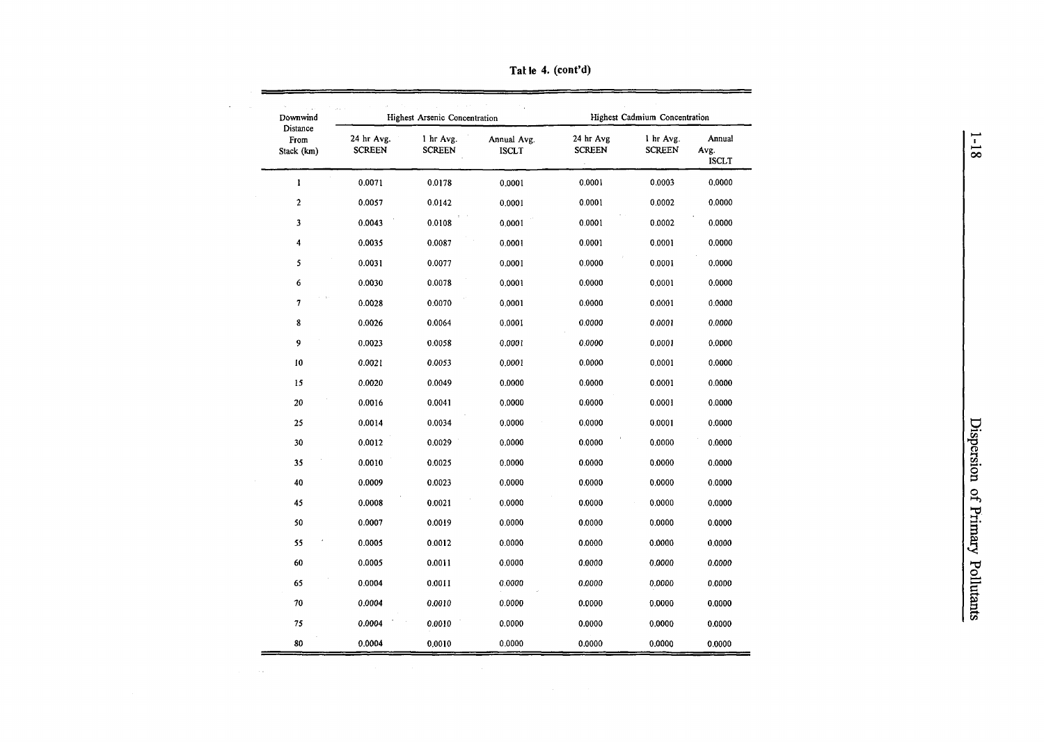**Table 4. (cont'd)**

| Downwind Distance From Stack (km) | Highest Arsenic Concentration | | | Highest Cadmium Concentration | | |
|---|---|---|---|---|---|---|
| | 24 hr Avg. SCREEN | 1 hr Avg. SCREEN | Annual Avg. ISCLT | 24 hr Avg SCREEN | 1 hr Avg. SCREEN | Annual Avg. ISCLT |
| 1 | 0.0071 | 0.0178 | 0.0001 | 0.0001 | 0.0003 | 0.0000 |
| 2 | 0.0057 | 0.0142 | 0.0001 | 0.0001 | 0.0002 | 0.0000 |
| 3 | 0.0043 | 0.0108 | 0.0001 | 0.0001 | 0.0002 | 0.0000 |
| 4 | 0.0035 | 0.0087 | 0.0001 | 0.0001 | 0.0001 | 0.0000 |
| 5 | 0.0031 | 0.0077 | 0.0001 | 0.0000 | 0.0001 | 0.0000 |
| 6 | 0.0030 | 0.0078 | 0.0001 | 0.0000 | 0.0001 | 0.0000 |
| 7 | 0.0028 | 0.0070 | 0.0001 | 0.0000 | 0.0001 | 0.0000 |
| 8 | 0.0026 | 0.0064 | 0.0001 | 0.0000 | 0.0001 | 0.0000 |
| 9 | 0.0023 | 0.0058 | 0.0001 | 0.0000 | 0.0001 | 0.0000 |
| 10 | 0.0021 | 0.0053 | 0.0001 | 0.0000 | 0.0001 | 0.0000 |
| 15 | 0.0020 | 0.0049 | 0.0000 | 0.0000 | 0.0001 | 0.0000 |
| 20 | 0.0016 | 0.0041 | 0.0000 | 0.0000 | 0.0001 | 0.0000 |
| 25 | 0.0014 | 0.0034 | 0.0000 | 0.0000 | 0.0001 | 0.0000 |
| 30 | 0.0012 | 0.0029 | 0.0000 | 0.0000 | 0.0000 | 0.0000 |
| 35 | 0.0010 | 0.0025 | 0.0000 | 0.0000 | 0.0000 | 0.0000 |
| 40 | 0.0009 | 0.0023 | 0.0000 | 0.0000 | 0.0000 | 0.0000 |
| 45 | 0.0008 | 0.0021 | 0.0000 | 0.0000 | 0.0000 | 0.0000 |
| 50 | 0.0007 | 0.0019 | 0.0000 | 0.0000 | 0.0000 | 0.0000 |
| 55 | 0.0005 | 0.0012 | 0.0000 | 0.0000 | 0.0000 | 0.0000 |
| 60 | 0.0005 | 0.0011 | 0.0000 | 0.0000 | 0.0000 | 0.0000 |
| 65 | 0.0004 | 0.0011 | 0.0000 | 0.0000 | 0.0000 | 0.0000 |
| 70 | 0.0004 | 0.0010 | 0.0000 | 0.0000 | 0.0000 | 0.0000 |
| 75 | 0.0004 | 0.0010 | 0.0000 | 0.0000 | 0.0000 | 0.0000 |
| 80 | 0.0004 | 0.0010 | 0.0000 | 0.0000 | 0.0000 | 0.0000 |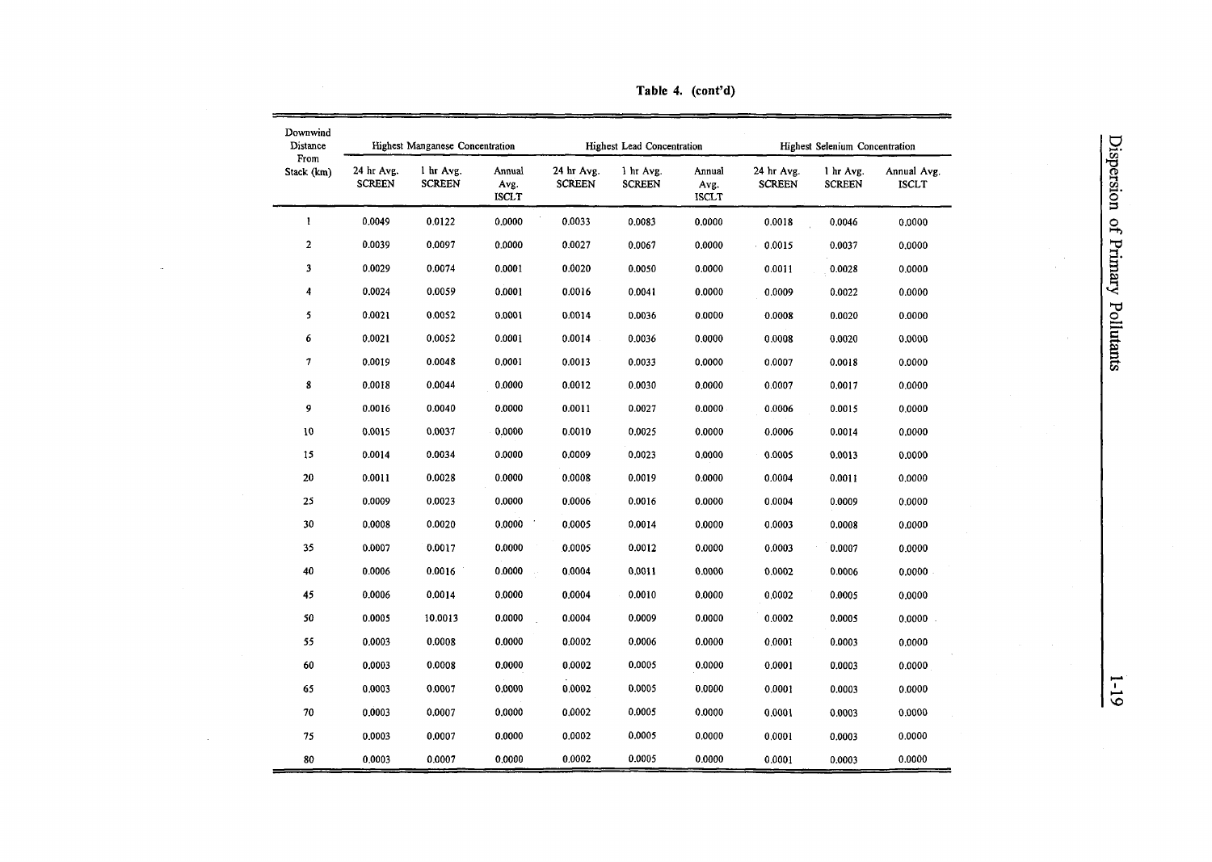**Table 4. (cont'd)**

| Downwind Distance From Stack (km) | Highest Manganese Concentration | | | Highest Lead Concentration | | | Highest Selenium Concentration | | |
|---|---|---|---|---|---|---|---|---|---|
| | 24 hr Avg. SCREEN | 1 hr Avg. SCREEN | Annual Avg. ISCLT | 24 hr Avg. SCREEN | 1 hr Avg. SCREEN | Annual Avg. ISCLT | 24 hr Avg. SCREEN | 1 hr Avg. SCREEN | Annual Avg. ISCLT |
| 1 | 0.0049 | 0.0122 | 0.0000 | 0.0033 | 0.0083 | 0.0000 | 0.0018 | 0.0046 | 0.0000 |
| 2 | 0.0039 | 0.0097 | 0.0000 | 0.0027 | 0.0067 | 0.0000 | 0.0015 | 0.0037 | 0.0000 |
| 3 | 0.0029 | 0.0074 | 0.0001 | 0.0020 | 0.0050 | 0.0000 | 0.0011 | 0.0028 | 0.0000 |
| 4 | 0.0024 | 0.0059 | 0.0001 | 0.0016 | 0.0041 | 0.0000 | 0.0009 | 0.0022 | 0.0000 |
| 5 | 0.0021 | 0.0052 | 0.0001 | 0.0014 | 0.0036 | 0.0000 | 0.0008 | 0.0020 | 0.0000 |
| 6 | 0.0021 | 0.0052 | 0.0001 | 0.0014 | 0.0036 | 0.0000 | 0.0008 | 0.0020 | 0.0000 |
| 7 | 0.0019 | 0.0048 | 0.0001 | 0.0013 | 0.0033 | 0.0000 | 0.0007 | 0.0018 | 0.0000 |
| 8 | 0.0018 | 0.0044 | 0.0000 | 0.0012 | 0.0030 | 0.0000 | 0.0007 | 0.0017 | 0.0000 |
| 9 | 0.0016 | 0.0040 | 0.0000 | 0.0011 | 0.0027 | 0.0000 | 0.0006 | 0.0015 | 0.0000 |
| 10 | 0.0015 | 0.0037 | 0.0000 | 0.0010 | 0.0025 | 0.0000 | 0.0006 | 0.0014 | 0.0000 |
| 15 | 0.0014 | 0.0034 | 0.0000 | 0.0009 | 0.0023 | 0.0000 | 0.0005 | 0.0013 | 0.0000 |
| 20 | 0.0011 | 0.0028 | 0.0000 | 0.0008 | 0.0019 | 0.0000 | 0.0004 | 0.0011 | 0.0000 |
| 25 | 0.0009 | 0.0023 | 0.0000 | 0.0006 | 0.0016 | 0.0000 | 0.0004 | 0.0009 | 0.0000 |
| 30 | 0.0008 | 0.0020 | 0.0000 | 0.0005 | 0.0014 | 0.0000 | 0.0003 | 0.0008 | 0.0000 |
| 35 | 0.0007 | 0.0017 | 0.0000 | 0.0005 | 0.0012 | 0.0000 | 0.0003 | 0.0007 | 0.0000 |
| 40 | 0.0006 | 0.0016 | 0.0000 | 0.0004 | 0.0011 | 0.0000 | 0.0002 | 0.0006 | 0.0000 |
| 45 | 0.0006 | 0.0014 | 0.0000 | 0.0004 | 0.0010 | 0.0000 | 0.0002 | 0.0005 | 0.0000 |
| 50 | 0.0005 | 10.0013 | 0.0000 | 0.0004 | 0.0009 | 0.0000 | 0.0002 | 0.0005 | 0.0000 |
| 55 | 0.0003 | 0.0008 | 0.0000 | 0.0002 | 0.0006 | 0.0000 | 0.0001 | 0.0003 | 0.0000 |
| 60 | 0.0003 | 0.0008 | 0.0000 | 0.0002 | 0.0005 | 0.0000 | 0.0001 | 0.0003 | 0.0000 |
| 65 | 0.0003 | 0.0007 | 0.0000 | 0.0002 | 0.0005 | 0.0000 | 0.0001 | 0.0003 | 0.0000 |
| 70 | 0.0003 | 0.0007 | 0.0000 | 0.0002 | 0.0005 | 0.0000 | 0.0001 | 0.0003 | 0.0000 |
| 75 | 0.0003 | 0.0007 | 0.0000 | 0.0002 | 0.0005 | 0.0000 | 0.0001 | 0.0003 | 0.0000 |
| 80 | 0.0003 | 0.0007 | 0.0000 | 0.0002 | 0.0005 | 0.0000 | 0.0001 | 0.0003 | 0.0000 |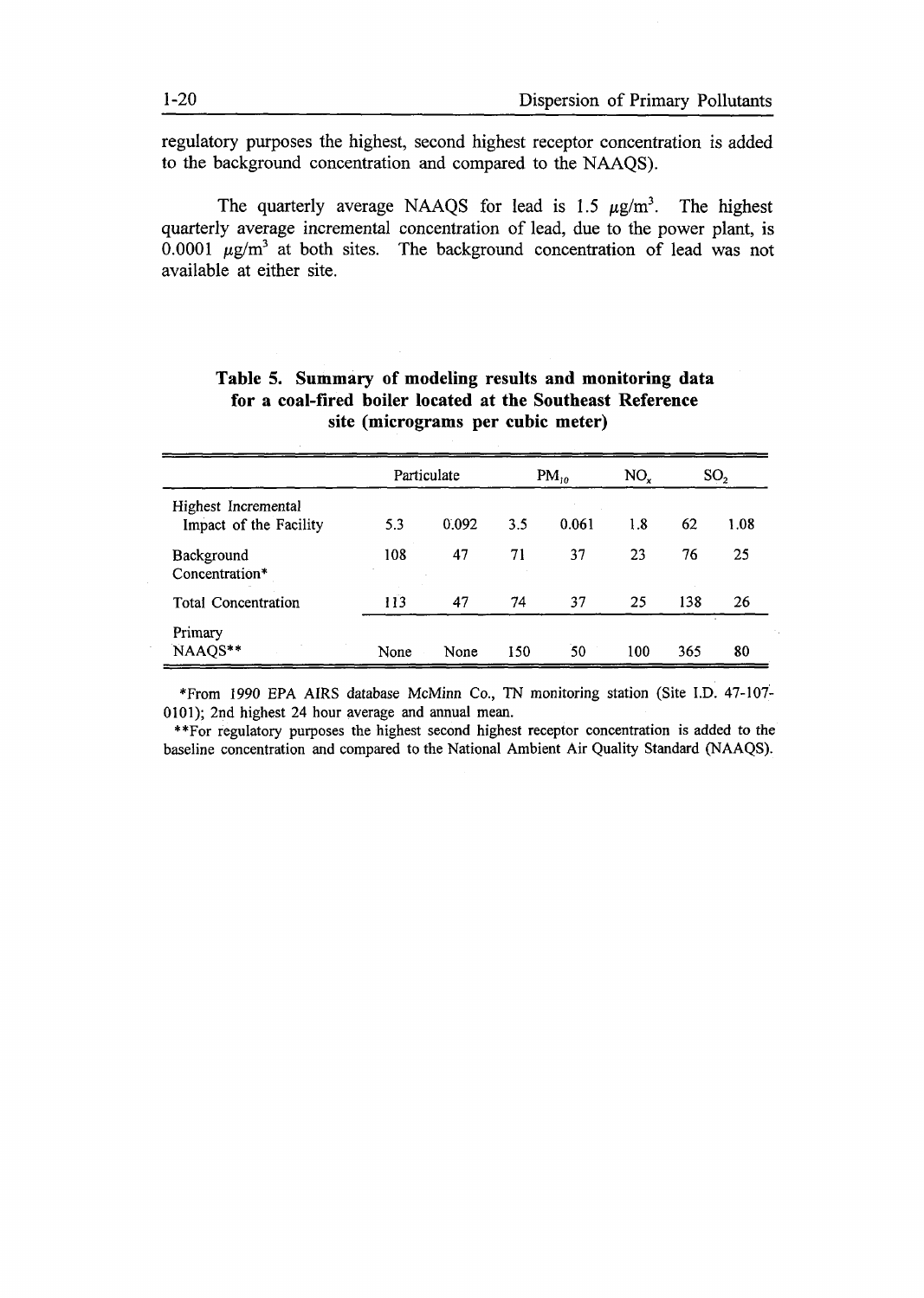regulatory purposes the highest, second highest receptor concentration is added to the background concentration and compared to the NAAQS).

The quarterly average NAAQS for lead is 1.5 $\mu g/m^3$. The highest quarterly average incremental concentration of lead, due to the power plant, is 0.0001 $\mu g/m^3$ at both sites. The background concentration of lead was not available at either site.

**Table 5. Summary of modeling results and monitoring data for a coal-fired boiler located at the Southeast Reference site (micrograms per cubic meter)**

| | Particulate | | $PM_{10}$ | | $NO_x$ | $SO_2$ | |
|---|---|---|---|---|---|---|---|
| Highest Incremental Impact of the Facility | 5.3 | 0.092 | 3.5 | 0.061 | 1.8 | 62 | 1.08 |
| Background Concentration* | 108 | 47 | 71 | 37 | 23 | 76 | 25 |
| Total Concentration | 113 | 47 | 74 | 37 | 25 | 138 | 26 |
| Primary NAAQS** | None | None | 150 | 50 | 100 | 365 | 80 |

*From 1990 EPA AIRS database McMinn Co., TN monitoring station (Site I.D. 47-107-0101); 2nd highest 24 hour average and annual mean.

**For regulatory purposes the highest second highest receptor concentration is added to the baseline concentration and compared to the National Ambient Air Quality Standard (NAAQS).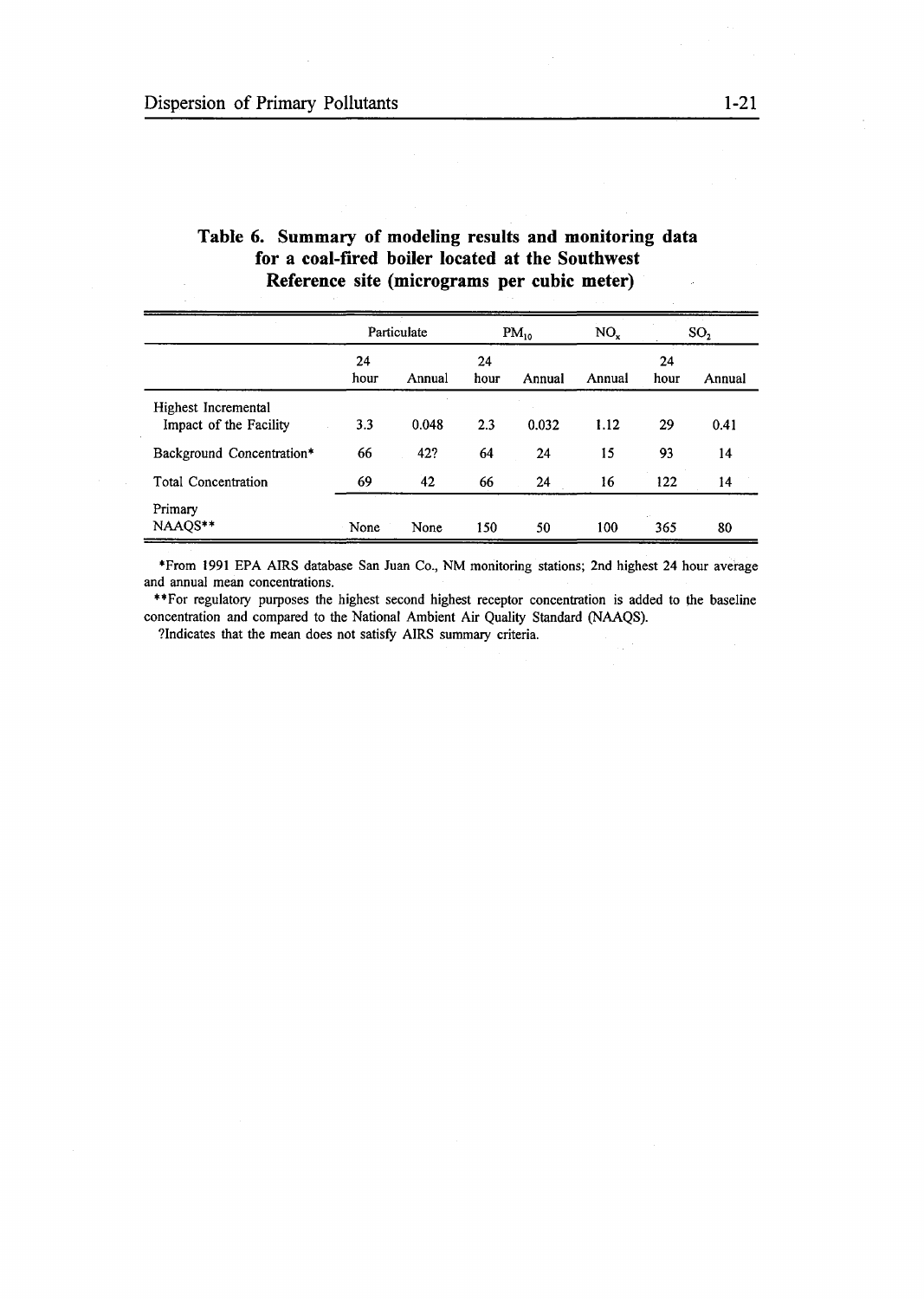**Table 6. Summary of modeling results and monitoring data for a coal-fired boiler located at the Southwest Reference site (micrograms per cubic meter)**

| | Particulate | | $PM_{10}$ | | $NO_x$ | $SO_2$ | |
|---|---|---|---|---|---|---|---|
| | 24 hour | Annual | 24 hour | Annual | Annual | 24 hour | Annual |
| Highest Incremental Impact of the Facility | 3.3 | 0.048 | 2.3 | 0.032 | 1.12 | 29 | 0.41 |
| Background Concentration* | 66 | 42? | 64 | 24 | 15 | 93 | 14 |
| Total Concentration | 69 | 42 | 66 | 24 | 16 | 122 | 14 |
| Primary NAAQS** | None | None | 150 | 50 | 100 | 365 | 80 |

*From 1991 EPA AIRS database San Juan Co., NM monitoring stations; 2nd highest 24 hour average and annual mean concentrations.

**For regulatory purposes the highest second highest receptor concentration is added to the baseline concentration and compared to the National Ambient Air Quality Standard (NAAQS).

?Indicates that the mean does not satisfy AIRS summary criteria.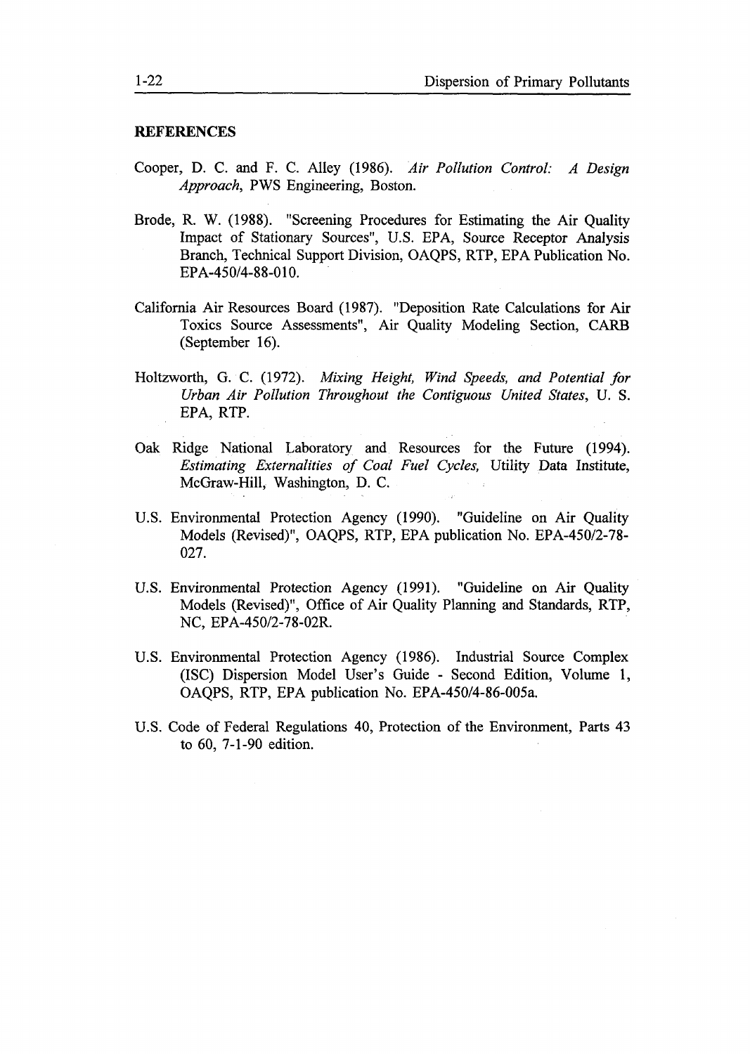## REFERENCES

Cooper, D. C. and F. C. Alley (1986). *Air Pollution Control: A Design Approach*, PWS Engineering, Boston.

Brode, R. W. (1988). "Screening Procedures for Estimating the Air Quality Impact of Stationary Sources", U.S. EPA, Source Receptor Analysis Branch, Technical Support Division, OAQPS, RTP, EPA Publication No. EPA-450/4-88-010.

California Air Resources Board (1987). "Deposition Rate Calculations for Air Toxics Source Assessments", Air Quality Modeling Section, CARB (September 16).

Holtzworth, G. C. (1972). *Mixing Height, Wind Speeds, and Potential for Urban Air Pollution Throughout the Contiguous United States*, U. S. EPA, RTP.

Oak Ridge National Laboratory and Resources for the Future (1994). *Estimating Externalities of Coal Fuel Cycles,* Utility Data Institute, McGraw-Hill, Washington, D. C.

U.S. Environmental Protection Agency (1990). "Guideline on Air Quality Models (Revised)", OAQPS, RTP, EPA publication No. EPA-450/2-78-027.

U.S. Environmental Protection Agency (1991). "Guideline on Air Quality Models (Revised)", Office of Air Quality Planning and Standards, RTP, NC, EPA-450/2-78-02R.

U.S. Environmental Protection Agency (1986). Industrial Source Complex (ISC) Dispersion Model User's Guide - Second Edition, Volume 1, OAQPS, RTP, EPA publication No. EPA-450/4-86-005a.

U.S. Code of Federal Regulations 40, Protection of the Environment, Parts 43 to 60, 7-1-90 edition.